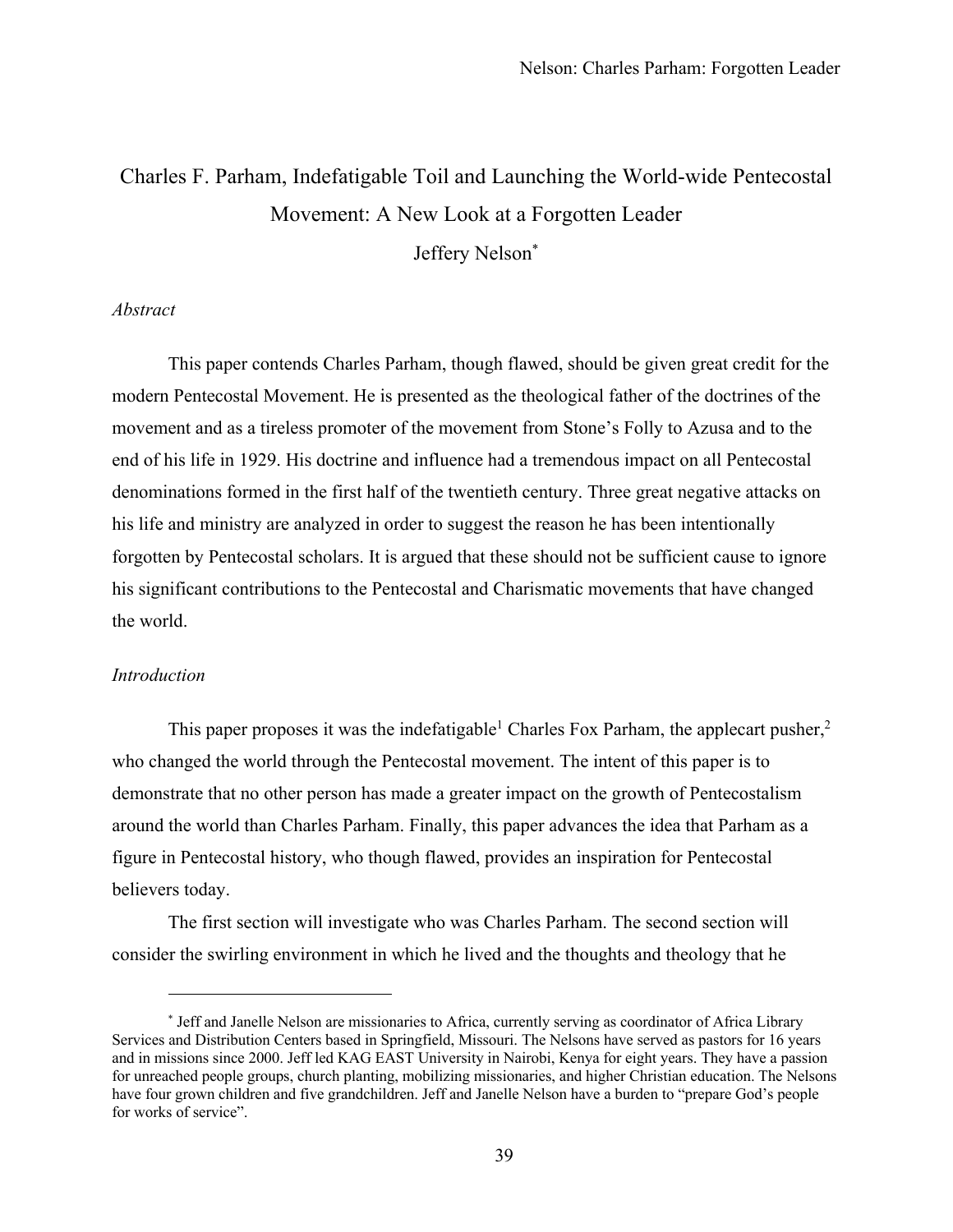# Charles F. Parham, Indefatigable Toil and Launching the World-wide Pentecostal Movement: A New Look at a Forgotten Leader

Jeffery Nelson[*]

*Abstract*

This paper contends Charles Parham, though flawed, should be given great credit for the modern Pentecostal Movement. He is presented as the theological father of the doctrines of the movement and as a tireless promoter of the movement from Stone's Folly to Azusa and to the end of his life in 1929. His doctrine and influence had a tremendous impact on all Pentecostal denominations formed in the first half of the twentieth century. Three great negative attacks on his life and ministry are analyzed in order to suggest the reason he has been intentionally forgotten by Pentecostal scholars. It is argued that these should not be sufficient cause to ignore his significant contributions to the Pentecostal and Charismatic movements that have changed the world.

*Introduction*

This paper proposes it was the indefatigable[1] Charles Fox Parham, the applecart pusher,[2] who changed the world through the Pentecostal movement. The intent of this paper is to demonstrate that no other person has made a greater impact on the growth of Pentecostalism around the world than Charles Parham. Finally, this paper advances the idea that Parham as a figure in Pentecostal history, who though flawed, provides an inspiration for Pentecostal believers today.

The first section will investigate who was Charles Parham. The second section will consider the swirling environment in which he lived and the thoughts and theology that he

---

[*] Jeff and Janelle Nelson are missionaries to Africa, currently serving as coordinator of Africa Library Services and Distribution Centers based in Springfield, Missouri. The Nelsons have served as pastors for 16 years and in missions since 2000. Jeff led KAG EAST University in Nairobi, Kenya for eight years. They have a passion for unreached people groups, church planting, mobilizing missionaries, and higher Christian education. The Nelsons have four grown children and five grandchildren. Jeff and Janelle Nelson have a burden to "prepare God's people for works of service".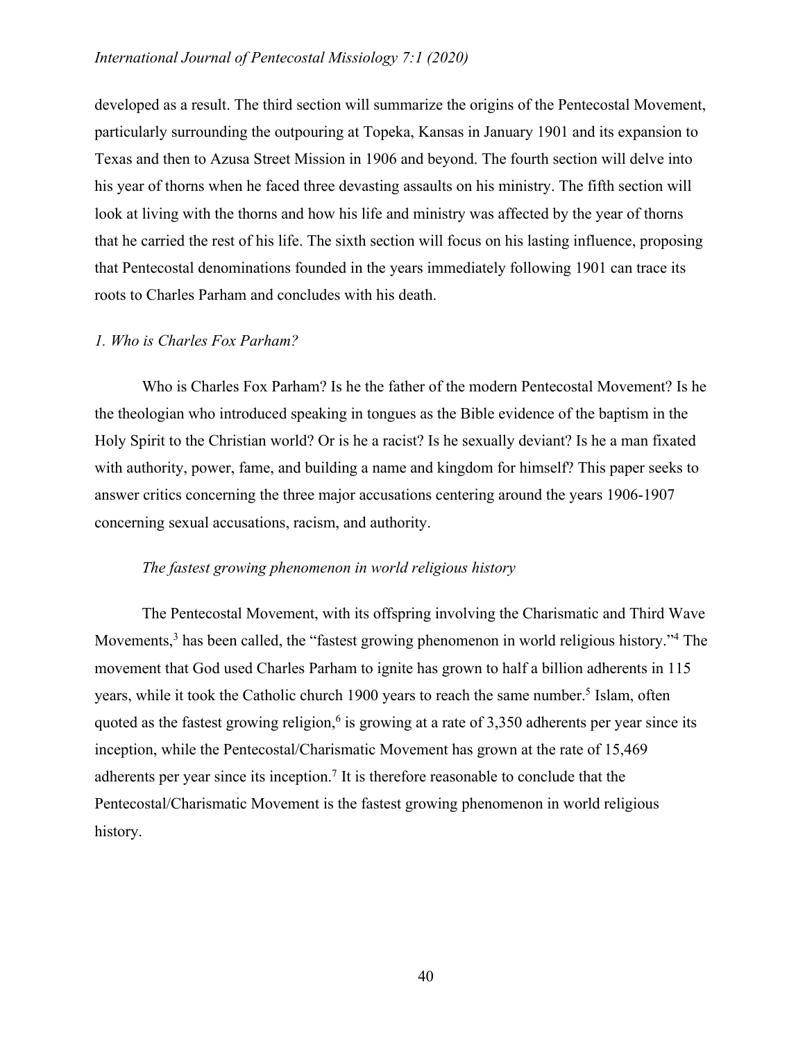developed as a result. The third section will summarize the origins of the Pentecostal Movement, particularly surrounding the outpouring at Topeka, Kansas in January 1901 and its expansion to Texas and then to Azusa Street Mission in 1906 and beyond. The fourth section will delve into his year of thorns when he faced three devasting assaults on his ministry. The fifth section will look at living with the thorns and how his life and ministry was affected by the year of thorns that he carried the rest of his life. The sixth section will focus on his lasting influence, proposing that Pentecostal denominations founded in the years immediately following 1901 can trace its roots to Charles Parham and concludes with his death.

## *1. Who is Charles Fox Parham?*

Who is Charles Fox Parham? Is he the father of the modern Pentecostal Movement? Is he the theologian who introduced speaking in tongues as the Bible evidence of the baptism in the Holy Spirit to the Christian world? Or is he a racist? Is he sexually deviant? Is he a man fixated with authority, power, fame, and building a name and kingdom for himself? This paper seeks to answer critics concerning the three major accusations centering around the years 1906-1907 concerning sexual accusations, racism, and authority.

### *The fastest growing phenomenon in world religious history*

The Pentecostal Movement, with its offspring involving the Charismatic and Third Wave Movements,[3] has been called, the "fastest growing phenomenon in world religious history."[4] The movement that God used Charles Parham to ignite has grown to half a billion adherents in 115 years, while it took the Catholic church 1900 years to reach the same number.[5] Islam, often quoted as the fastest growing religion,[6] is growing at a rate of 3,350 adherents per year since its inception, while the Pentecostal/Charismatic Movement has grown at the rate of 15,469 adherents per year since its inception.[7] It is therefore reasonable to conclude that the Pentecostal/Charismatic Movement is the fastest growing phenomenon in world religious history.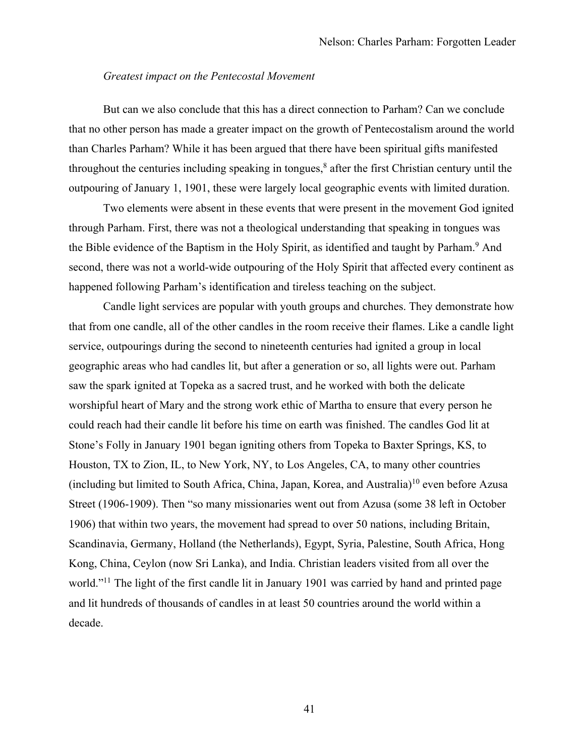*Greatest impact on the Pentecostal Movement*

But can we also conclude that this has a direct connection to Parham? Can we conclude that no other person has made a greater impact on the growth of Pentecostalism around the world than Charles Parham? While it has been argued that there have been spiritual gifts manifested throughout the centuries including speaking in tongues,[8] after the first Christian century until the outpouring of January 1, 1901, these were largely local geographic events with limited duration.

Two elements were absent in these events that were present in the movement God ignited through Parham. First, there was not a theological understanding that speaking in tongues was the Bible evidence of the Baptism in the Holy Spirit, as identified and taught by Parham.[9] And second, there was not a world-wide outpouring of the Holy Spirit that affected every continent as happened following Parham's identification and tireless teaching on the subject.

Candle light services are popular with youth groups and churches. They demonstrate how that from one candle, all of the other candles in the room receive their flames. Like a candle light service, outpourings during the second to nineteenth centuries had ignited a group in local geographic areas who had candles lit, but after a generation or so, all lights were out. Parham saw the spark ignited at Topeka as a sacred trust, and he worked with both the delicate worshipful heart of Mary and the strong work ethic of Martha to ensure that every person he could reach had their candle lit before his time on earth was finished. The candles God lit at Stone's Folly in January 1901 began igniting others from Topeka to Baxter Springs, KS, to Houston, TX to Zion, IL, to New York, NY, to Los Angeles, CA, to many other countries (including but limited to South Africa, China, Japan, Korea, and Australia)[10] even before Azusa Street (1906-1909). Then "so many missionaries went out from Azusa (some 38 left in October 1906) that within two years, the movement had spread to over 50 nations, including Britain, Scandinavia, Germany, Holland (the Netherlands), Egypt, Syria, Palestine, South Africa, Hong Kong, China, Ceylon (now Sri Lanka), and India. Christian leaders visited from all over the world."[11] The light of the first candle lit in January 1901 was carried by hand and printed page and lit hundreds of thousands of candles in at least 50 countries around the world within a decade.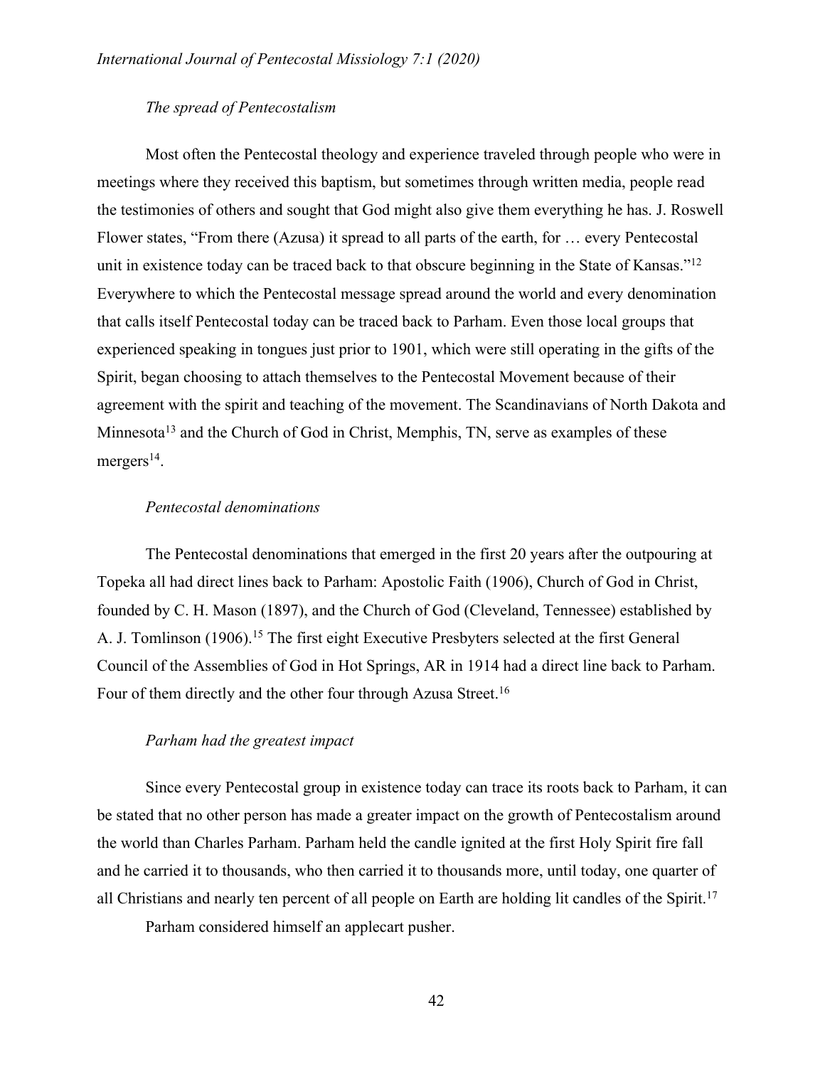### *The spread of Pentecostalism*

Most often the Pentecostal theology and experience traveled through people who were in meetings where they received this baptism, but sometimes through written media, people read the testimonies of others and sought that God might also give them everything he has. J. Roswell Flower states, "From there (Azusa) it spread to all parts of the earth, for … every Pentecostal unit in existence today can be traced back to that obscure beginning in the State of Kansas."[12] Everywhere to which the Pentecostal message spread around the world and every denomination that calls itself Pentecostal today can be traced back to Parham. Even those local groups that experienced speaking in tongues just prior to 1901, which were still operating in the gifts of the Spirit, began choosing to attach themselves to the Pentecostal Movement because of their agreement with the spirit and teaching of the movement. The Scandinavians of North Dakota and Minnesota[13] and the Church of God in Christ, Memphis, TN, serve as examples of these mergers[14].

### *Pentecostal denominations*

The Pentecostal denominations that emerged in the first 20 years after the outpouring at Topeka all had direct lines back to Parham: Apostolic Faith (1906), Church of God in Christ, founded by C. H. Mason (1897), and the Church of God (Cleveland, Tennessee) established by A. J. Tomlinson (1906).[15] The first eight Executive Presbyters selected at the first General Council of the Assemblies of God in Hot Springs, AR in 1914 had a direct line back to Parham. Four of them directly and the other four through Azusa Street.[16]

### *Parham had the greatest impact*

Since every Pentecostal group in existence today can trace its roots back to Parham, it can be stated that no other person has made a greater impact on the growth of Pentecostalism around the world than Charles Parham. Parham held the candle ignited at the first Holy Spirit fire fall and he carried it to thousands, who then carried it to thousands more, until today, one quarter of all Christians and nearly ten percent of all people on Earth are holding lit candles of the Spirit.[17]

Parham considered himself an applecart pusher.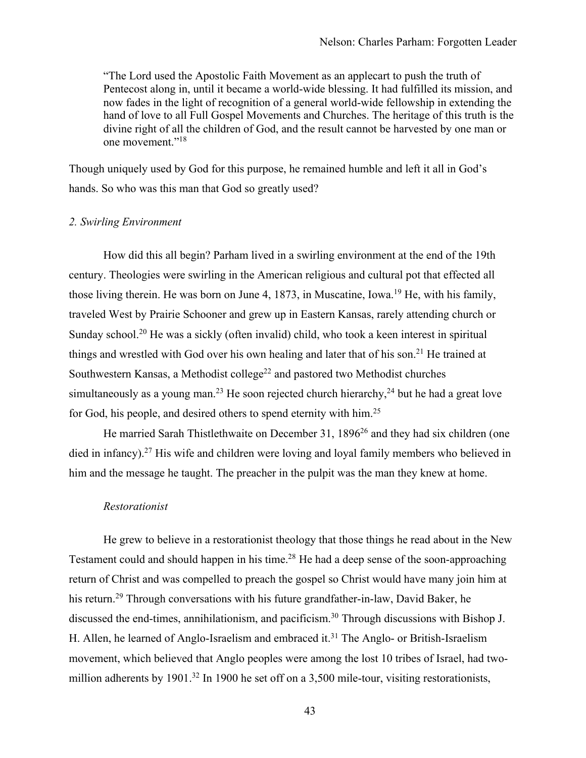> "The Lord used the Apostolic Faith Movement as an applecart to push the truth of Pentecost along in, until it became a world-wide blessing. It had fulfilled its mission, and now fades in the light of recognition of a general world-wide fellowship in extending the hand of love to all Full Gospel Movements and Churches. The heritage of this truth is the divine right of all the children of God, and the result cannot be harvested by one man or one movement."[18]

Though uniquely used by God for this purpose, he remained humble and left it all in God's hands. So who was this man that God so greatly used?

### *2. Swirling Environment*

How did this all begin? Parham lived in a swirling environment at the end of the 19th century. Theologies were swirling in the American religious and cultural pot that effected all those living therein. He was born on June 4, 1873, in Muscatine, Iowa.[19] He, with his family, traveled West by Prairie Schooner and grew up in Eastern Kansas, rarely attending church or Sunday school.[20] He was a sickly (often invalid) child, who took a keen interest in spiritual things and wrestled with God over his own healing and later that of his son.[21] He trained at Southwestern Kansas, a Methodist college[22] and pastored two Methodist churches simultaneously as a young man.[23] He soon rejected church hierarchy,[24] but he had a great love for God, his people, and desired others to spend eternity with him.[25]

He married Sarah Thistlethwaite on December 31, 1896[26] and they had six children (one died in infancy).[27] His wife and children were loving and loyal family members who believed in him and the message he taught. The preacher in the pulpit was the man they knew at home.

#### *Restorationist*

He grew to believe in a restorationist theology that those things he read about in the New Testament could and should happen in his time.[28] He had a deep sense of the soon-approaching return of Christ and was compelled to preach the gospel so Christ would have many join him at his return.[29] Through conversations with his future grandfather-in-law, David Baker, he discussed the end-times, annihilationism, and pacificism.[30] Through discussions with Bishop J. H. Allen, he learned of Anglo-Israelism and embraced it.[31] The Anglo- or British-Israelism movement, which believed that Anglo peoples were among the lost 10 tribes of Israel, had two-million adherents by 1901.[32] In 1900 he set off on a 3,500 mile-tour, visiting restorationists,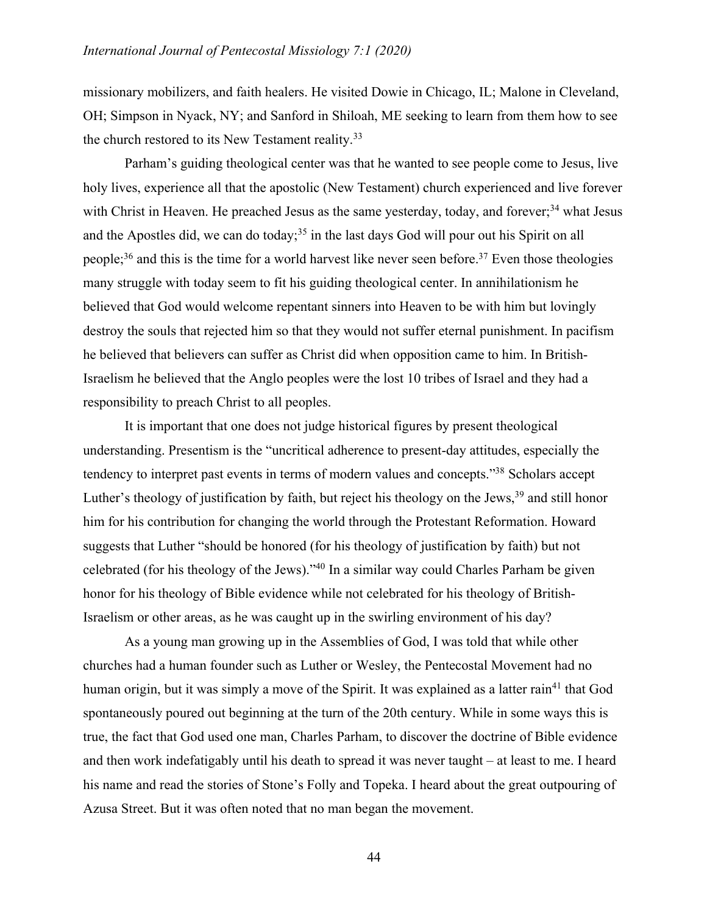missionary mobilizers, and faith healers. He visited Dowie in Chicago, IL; Malone in Cleveland, OH; Simpson in Nyack, NY; and Sanford in Shiloah, ME seeking to learn from them how to see the church restored to its New Testament reality.[33]

Parham's guiding theological center was that he wanted to see people come to Jesus, live holy lives, experience all that the apostolic (New Testament) church experienced and live forever with Christ in Heaven. He preached Jesus as the same yesterday, today, and forever;[34] what Jesus and the Apostles did, we can do today;[35] in the last days God will pour out his Spirit on all people;[36] and this is the time for a world harvest like never seen before.[37] Even those theologies many struggle with today seem to fit his guiding theological center. In annihilationism he believed that God would welcome repentant sinners into Heaven to be with him but lovingly destroy the souls that rejected him so that they would not suffer eternal punishment. In pacifism he believed that believers can suffer as Christ did when opposition came to him. In British-Israelism he believed that the Anglo peoples were the lost 10 tribes of Israel and they had a responsibility to preach Christ to all peoples.

It is important that one does not judge historical figures by present theological understanding. Presentism is the "uncritical adherence to present-day attitudes, especially the tendency to interpret past events in terms of modern values and concepts."[38] Scholars accept Luther's theology of justification by faith, but reject his theology on the Jews,[39] and still honor him for his contribution for changing the world through the Protestant Reformation. Howard suggests that Luther "should be honored (for his theology of justification by faith) but not celebrated (for his theology of the Jews)."[40] In a similar way could Charles Parham be given honor for his theology of Bible evidence while not celebrated for his theology of British-Israelism or other areas, as he was caught up in the swirling environment of his day?

As a young man growing up in the Assemblies of God, I was told that while other churches had a human founder such as Luther or Wesley, the Pentecostal Movement had no human origin, but it was simply a move of the Spirit. It was explained as a latter rain[41] that God spontaneously poured out beginning at the turn of the 20th century. While in some ways this is true, the fact that God used one man, Charles Parham, to discover the doctrine of Bible evidence and then work indefatigably until his death to spread it was never taught – at least to me. I heard his name and read the stories of Stone's Folly and Topeka. I heard about the great outpouring of Azusa Street. But it was often noted that no man began the movement.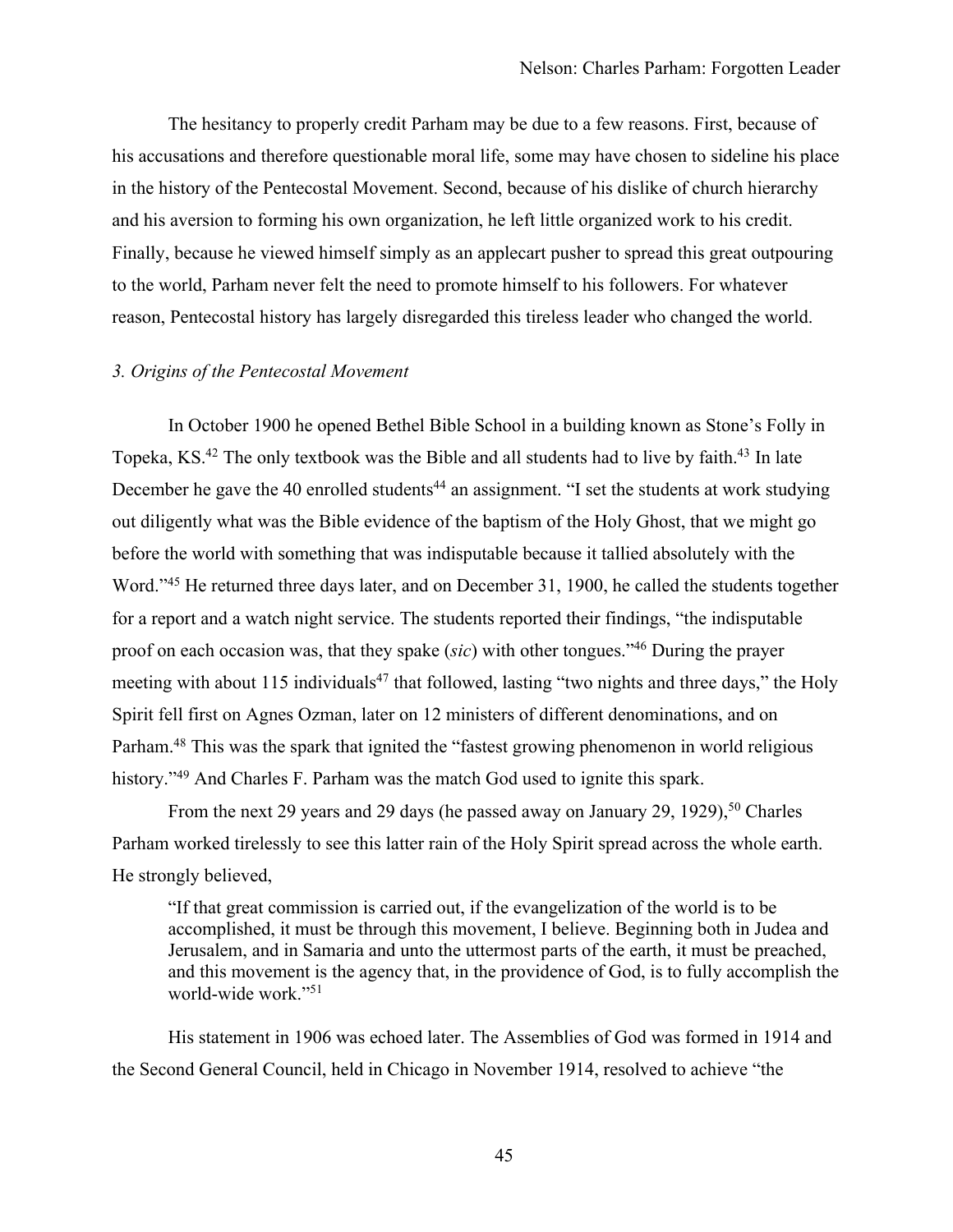The hesitancy to properly credit Parham may be due to a few reasons. First, because of his accusations and therefore questionable moral life, some may have chosen to sideline his place in the history of the Pentecostal Movement. Second, because of his dislike of church hierarchy and his aversion to forming his own organization, he left little organized work to his credit. Finally, because he viewed himself simply as an applecart pusher to spread this great outpouring to the world, Parham never felt the need to promote himself to his followers. For whatever reason, Pentecostal history has largely disregarded this tireless leader who changed the world.

### *3. Origins of the Pentecostal Movement*

In October 1900 he opened Bethel Bible School in a building known as Stone's Folly in Topeka, KS.[42] The only textbook was the Bible and all students had to live by faith.[43] In late December he gave the 40 enrolled students[44] an assignment. "I set the students at work studying out diligently what was the Bible evidence of the baptism of the Holy Ghost, that we might go before the world with something that was indisputable because it tallied absolutely with the Word."[45] He returned three days later, and on December 31, 1900, he called the students together for a report and a watch night service. The students reported their findings, "the indisputable proof on each occasion was, that they spake (*sic*) with other tongues."[46] During the prayer meeting with about 115 individuals[47] that followed, lasting "two nights and three days," the Holy Spirit fell first on Agnes Ozman, later on 12 ministers of different denominations, and on Parham.[48] This was the spark that ignited the "fastest growing phenomenon in world religious history."[49] And Charles F. Parham was the match God used to ignite this spark.

From the next 29 years and 29 days (he passed away on January 29, 1929),[50] Charles Parham worked tirelessly to see this latter rain of the Holy Spirit spread across the whole earth. He strongly believed,

> "If that great commission is carried out, if the evangelization of the world is to be accomplished, it must be through this movement, I believe. Beginning both in Judea and Jerusalem, and in Samaria and unto the uttermost parts of the earth, it must be preached, and this movement is the agency that, in the providence of God, is to fully accomplish the world-wide work."[51]

His statement in 1906 was echoed later. The Assemblies of God was formed in 1914 and the Second General Council, held in Chicago in November 1914, resolved to achieve "the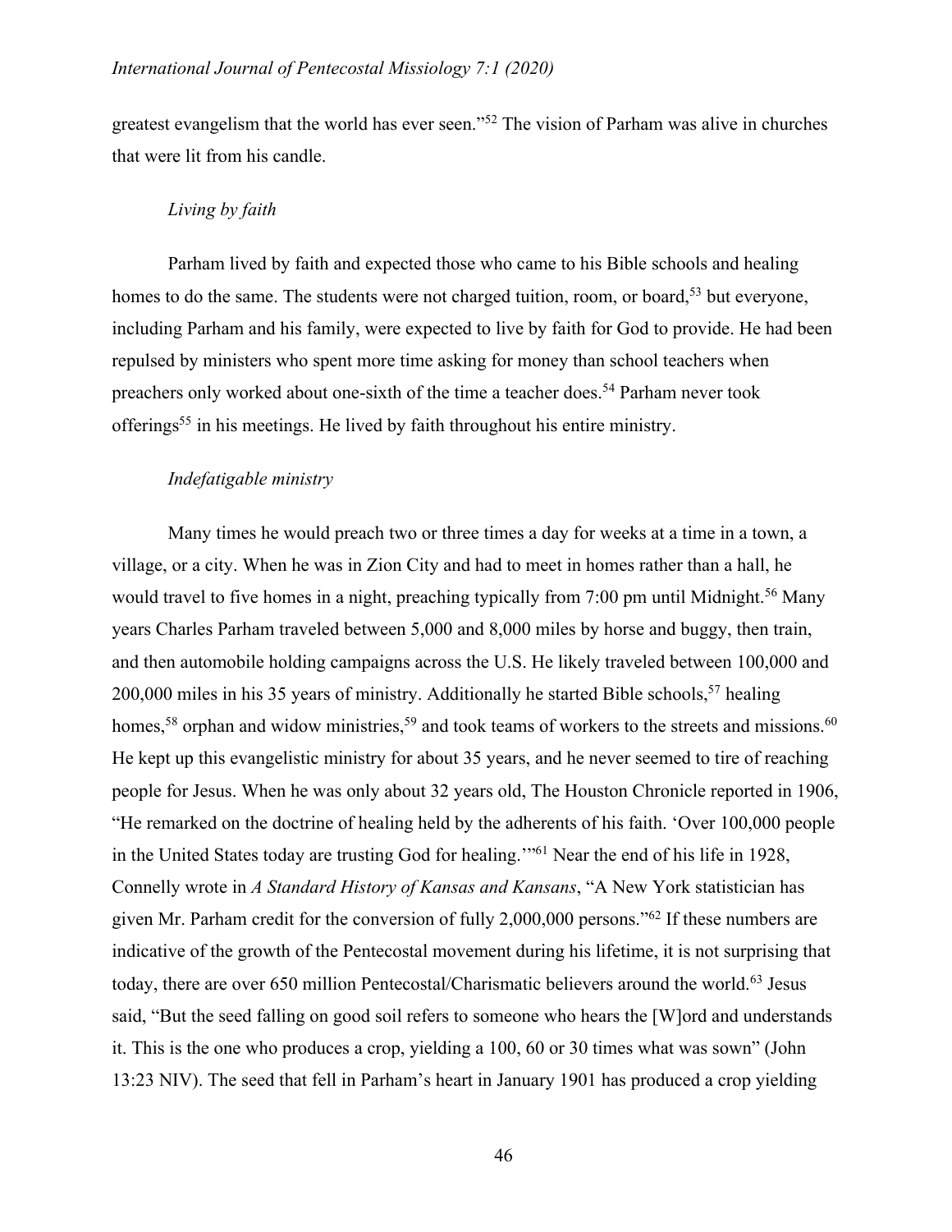greatest evangelism that the world has ever seen."[52] The vision of Parham was alive in churches that were lit from his candle.

### *Living by faith*

Parham lived by faith and expected those who came to his Bible schools and healing homes to do the same. The students were not charged tuition, room, or board,[53] but everyone, including Parham and his family, were expected to live by faith for God to provide. He had been repulsed by ministers who spent more time asking for money than school teachers when preachers only worked about one-sixth of the time a teacher does.[54] Parham never took offerings[55] in his meetings. He lived by faith throughout his entire ministry.

### *Indefatigable ministry*

Many times he would preach two or three times a day for weeks at a time in a town, a village, or a city. When he was in Zion City and had to meet in homes rather than a hall, he would travel to five homes in a night, preaching typically from 7:00 pm until Midnight.[56] Many years Charles Parham traveled between 5,000 and 8,000 miles by horse and buggy, then train, and then automobile holding campaigns across the U.S. He likely traveled between 100,000 and 200,000 miles in his 35 years of ministry. Additionally he started Bible schools,[57] healing homes,[58] orphan and widow ministries,[59] and took teams of workers to the streets and missions.[60] He kept up this evangelistic ministry for about 35 years, and he never seemed to tire of reaching people for Jesus. When he was only about 32 years old, The Houston Chronicle reported in 1906, "He remarked on the doctrine of healing held by the adherents of his faith. 'Over 100,000 people in the United States today are trusting God for healing.'"[61] Near the end of his life in 1928, Connelly wrote in *A Standard History of Kansas and Kansans*, "A New York statistician has given Mr. Parham credit for the conversion of fully 2,000,000 persons."[62] If these numbers are indicative of the growth of the Pentecostal movement during his lifetime, it is not surprising that today, there are over 650 million Pentecostal/Charismatic believers around the world.[63] Jesus said, "But the seed falling on good soil refers to someone who hears the [W]ord and understands it. This is the one who produces a crop, yielding a 100, 60 or 30 times what was sown" (John 13:23 NIV). The seed that fell in Parham's heart in January 1901 has produced a crop yielding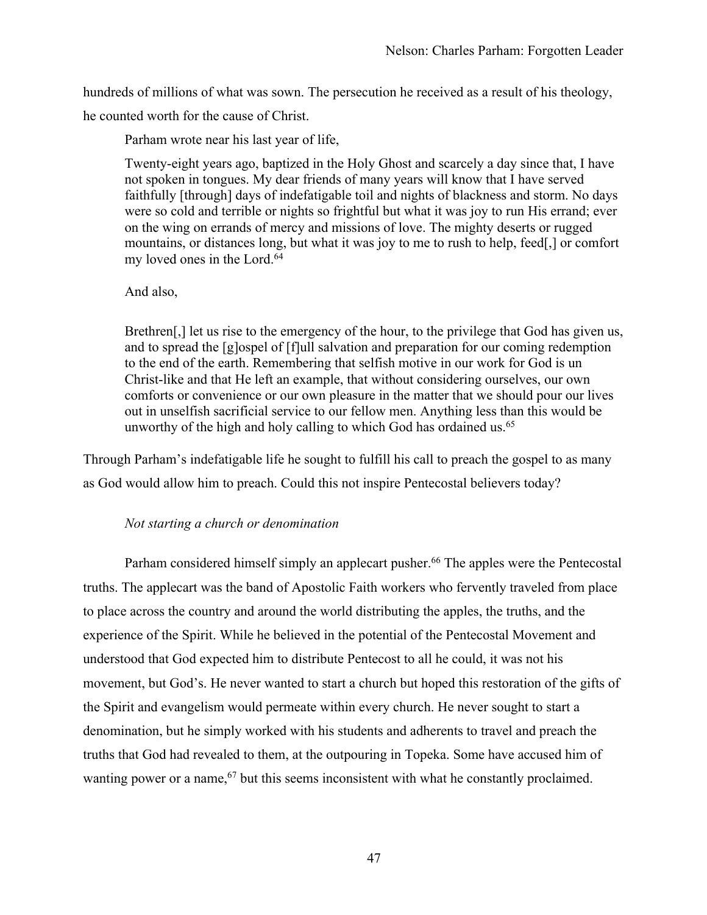hundreds of millions of what was sown. The persecution he received as a result of his theology, he counted worth for the cause of Christ.

Parham wrote near his last year of life,

> Twenty-eight years ago, baptized in the Holy Ghost and scarcely a day since that, I have not spoken in tongues. My dear friends of many years will know that I have served faithfully [through] days of indefatigable toil and nights of blackness and storm. No days were so cold and terrible or nights so frightful but what it was joy to run His errand; ever on the wing on errands of mercy and missions of love. The mighty deserts or rugged mountains, or distances long, but what it was joy to me to rush to help, feed[,] or comfort my loved ones in the Lord.[64]

And also,

> Brethren[,] let us rise to the emergency of the hour, to the privilege that God has given us, and to spread the [g]ospel of [f]ull salvation and preparation for our coming redemption to the end of the earth. Remembering that selfish motive in our work for God is un Christ-like and that He left an example, that without considering ourselves, our own comforts or convenience or our own pleasure in the matter that we should pour our lives out in unselfish sacrificial service to our fellow men. Anything less than this would be unworthy of the high and holy calling to which God has ordained us.[65]

Through Parham's indefatigable life he sought to fulfill his call to preach the gospel to as many as God would allow him to preach. Could this not inspire Pentecostal believers today?

*Not starting a church or denomination*

Parham considered himself simply an applecart pusher.[66] The apples were the Pentecostal truths. The applecart was the band of Apostolic Faith workers who fervently traveled from place to place across the country and around the world distributing the apples, the truths, and the experience of the Spirit. While he believed in the potential of the Pentecostal Movement and understood that God expected him to distribute Pentecost to all he could, it was not his movement, but God's. He never wanted to start a church but hoped this restoration of the gifts of the Spirit and evangelism would permeate within every church. He never sought to start a denomination, but he simply worked with his students and adherents to travel and preach the truths that God had revealed to them, at the outpouring in Topeka. Some have accused him of wanting power or a name,[67] but this seems inconsistent with what he constantly proclaimed.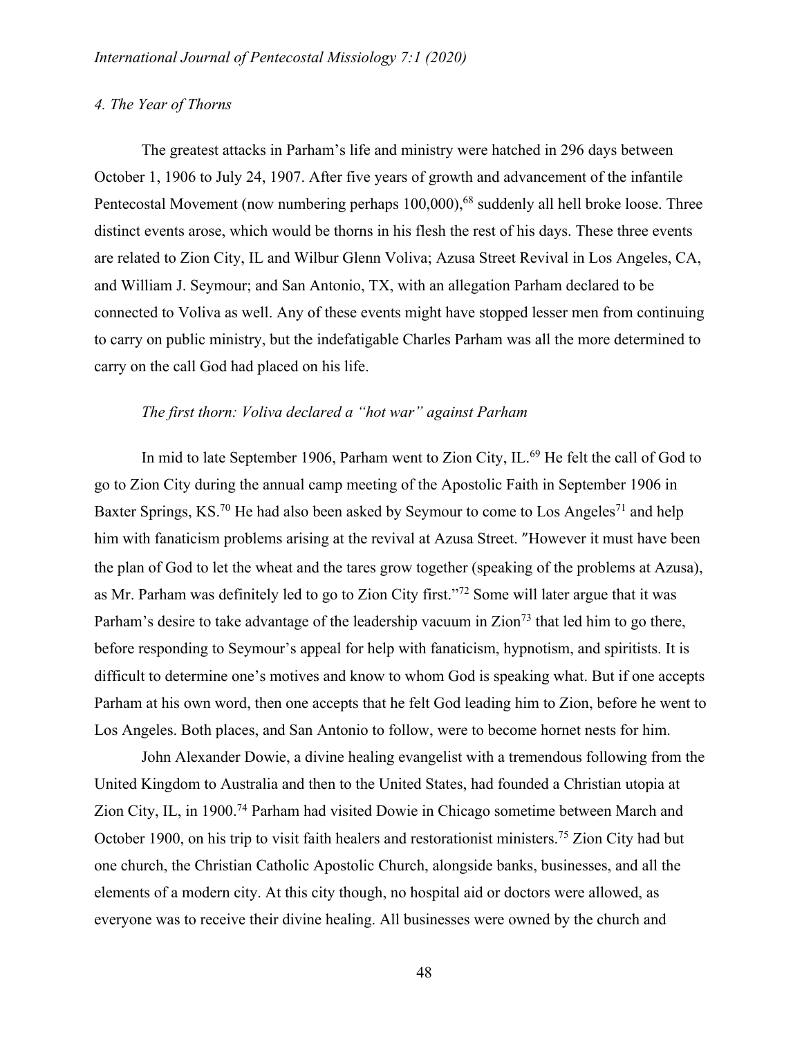### *4. The Year of Thorns*

The greatest attacks in Parham's life and ministry were hatched in 296 days between October 1, 1906 to July 24, 1907. After five years of growth and advancement of the infantile Pentecostal Movement (now numbering perhaps 100,000),[68] suddenly all hell broke loose. Three distinct events arose, which would be thorns in his flesh the rest of his days. These three events are related to Zion City, IL and Wilbur Glenn Voliva; Azusa Street Revival in Los Angeles, CA, and William J. Seymour; and San Antonio, TX, with an allegation Parham declared to be connected to Voliva as well. Any of these events might have stopped lesser men from continuing to carry on public ministry, but the indefatigable Charles Parham was all the more determined to carry on the call God had placed on his life.

#### *The first thorn: Voliva declared a "hot war" against Parham*

In mid to late September 1906, Parham went to Zion City, IL.[69] He felt the call of God to go to Zion City during the annual camp meeting of the Apostolic Faith in September 1906 in Baxter Springs, KS.[70] He had also been asked by Seymour to come to Los Angeles[71] and help him with fanaticism problems arising at the revival at Azusa Street. "However it must have been the plan of God to let the wheat and the tares grow together (speaking of the problems at Azusa), as Mr. Parham was definitely led to go to Zion City first."[72] Some will later argue that it was Parham's desire to take advantage of the leadership vacuum in Zion[73] that led him to go there, before responding to Seymour's appeal for help with fanaticism, hypnotism, and spiritists. It is difficult to determine one's motives and know to whom God is speaking what. But if one accepts Parham at his own word, then one accepts that he felt God leading him to Zion, before he went to Los Angeles. Both places, and San Antonio to follow, were to become hornet nests for him.

John Alexander Dowie, a divine healing evangelist with a tremendous following from the United Kingdom to Australia and then to the United States, had founded a Christian utopia at Zion City, IL, in 1900.[74] Parham had visited Dowie in Chicago sometime between March and October 1900, on his trip to visit faith healers and restorationist ministers.[75] Zion City had but one church, the Christian Catholic Apostolic Church, alongside banks, businesses, and all the elements of a modern city. At this city though, no hospital aid or doctors were allowed, as everyone was to receive their divine healing. All businesses were owned by the church and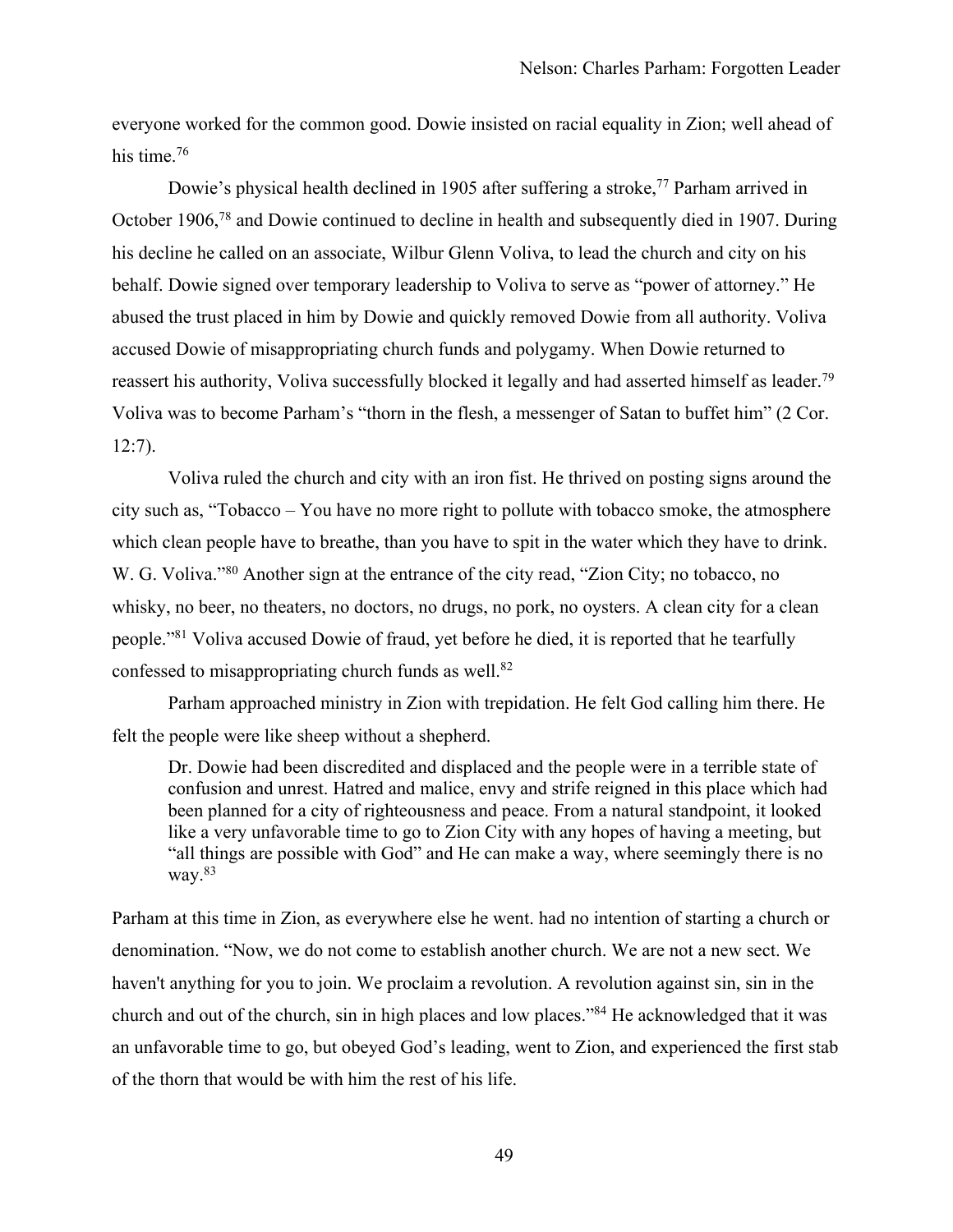everyone worked for the common good. Dowie insisted on racial equality in Zion; well ahead of his time.[76]

Dowie's physical health declined in 1905 after suffering a stroke,[77] Parham arrived in October 1906,[78] and Dowie continued to decline in health and subsequently died in 1907. During his decline he called on an associate, Wilbur Glenn Voliva, to lead the church and city on his behalf. Dowie signed over temporary leadership to Voliva to serve as "power of attorney." He abused the trust placed in him by Dowie and quickly removed Dowie from all authority. Voliva accused Dowie of misappropriating church funds and polygamy. When Dowie returned to reassert his authority, Voliva successfully blocked it legally and had asserted himself as leader.[79] Voliva was to become Parham's "thorn in the flesh, a messenger of Satan to buffet him" (2 Cor. 12:7).

Voliva ruled the church and city with an iron fist. He thrived on posting signs around the city such as, "Tobacco – You have no more right to pollute with tobacco smoke, the atmosphere which clean people have to breathe, than you have to spit in the water which they have to drink. W. G. Voliva."[80] Another sign at the entrance of the city read, "Zion City; no tobacco, no whisky, no beer, no theaters, no doctors, no drugs, no pork, no oysters. A clean city for a clean people."[81] Voliva accused Dowie of fraud, yet before he died, it is reported that he tearfully confessed to misappropriating church funds as well.[82]

Parham approached ministry in Zion with trepidation. He felt God calling him there. He felt the people were like sheep without a shepherd.

> Dr. Dowie had been discredited and displaced and the people were in a terrible state of confusion and unrest. Hatred and malice, envy and strife reigned in this place which had been planned for a city of righteousness and peace. From a natural standpoint, it looked like a very unfavorable time to go to Zion City with any hopes of having a meeting, but "all things are possible with God" and He can make a way, where seemingly there is no way.[83]

Parham at this time in Zion, as everywhere else he went. had no intention of starting a church or denomination. "Now, we do not come to establish another church. We are not a new sect. We haven't anything for you to join. We proclaim a revolution. A revolution against sin, sin in the church and out of the church, sin in high places and low places."[84] He acknowledged that it was an unfavorable time to go, but obeyed God's leading, went to Zion, and experienced the first stab of the thorn that would be with him the rest of his life.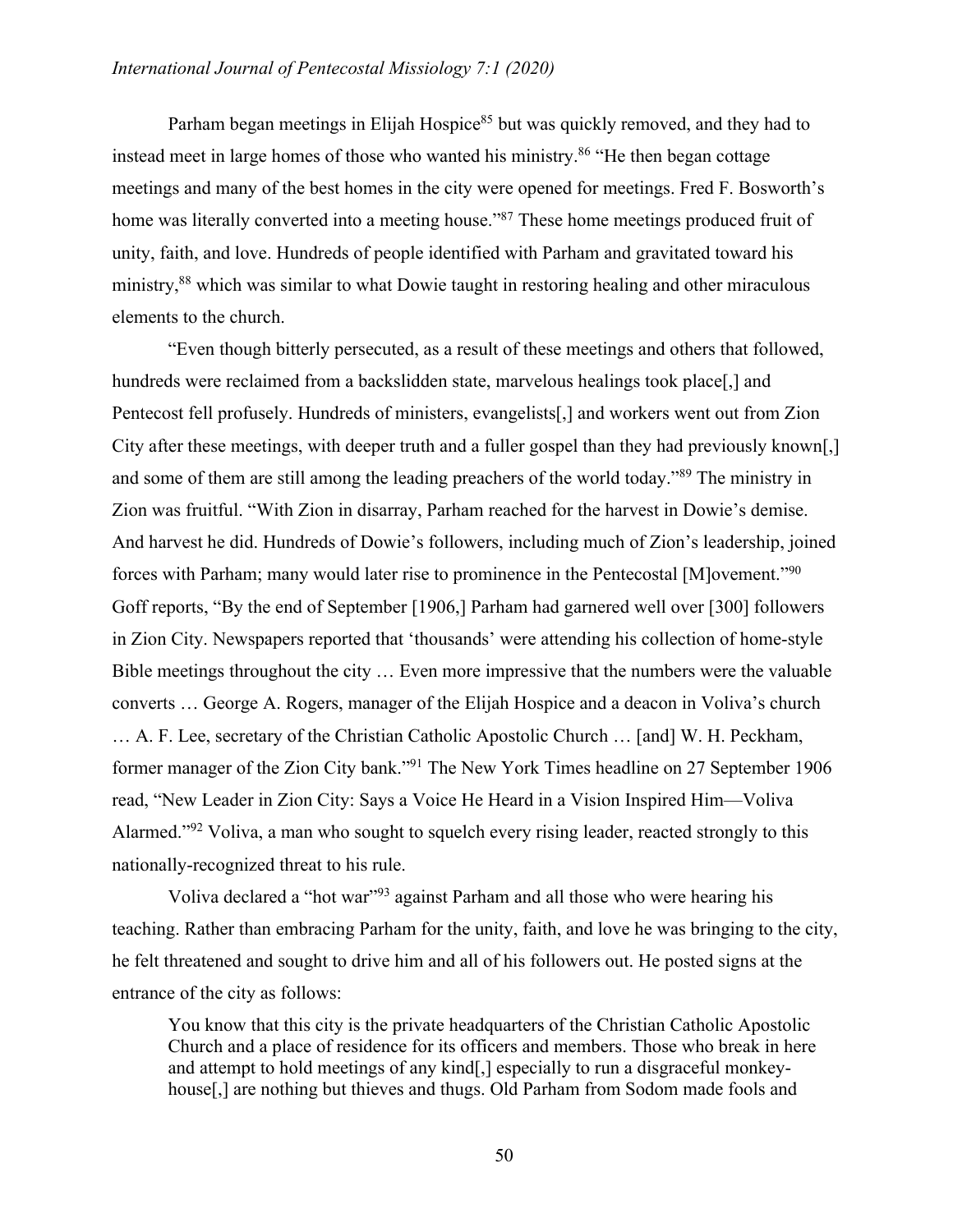Parham began meetings in Elijah Hospice[85] but was quickly removed, and they had to instead meet in large homes of those who wanted his ministry.[86] "He then began cottage meetings and many of the best homes in the city were opened for meetings. Fred F. Bosworth's home was literally converted into a meeting house."[87] These home meetings produced fruit of unity, faith, and love. Hundreds of people identified with Parham and gravitated toward his ministry,[88] which was similar to what Dowie taught in restoring healing and other miraculous elements to the church.

"Even though bitterly persecuted, as a result of these meetings and others that followed, hundreds were reclaimed from a backslidden state, marvelous healings took place[,] and Pentecost fell profusely. Hundreds of ministers, evangelists[,] and workers went out from Zion City after these meetings, with deeper truth and a fuller gospel than they had previously known[,] and some of them are still among the leading preachers of the world today."[89] The ministry in Zion was fruitful. "With Zion in disarray, Parham reached for the harvest in Dowie's demise. And harvest he did. Hundreds of Dowie's followers, including much of Zion's leadership, joined forces with Parham; many would later rise to prominence in the Pentecostal [M]ovement."[90] Goff reports, "By the end of September [1906,] Parham had garnered well over [300] followers in Zion City. Newspapers reported that 'thousands' were attending his collection of home-style Bible meetings throughout the city … Even more impressive that the numbers were the valuable converts … George A. Rogers, manager of the Elijah Hospice and a deacon in Voliva's church … A. F. Lee, secretary of the Christian Catholic Apostolic Church … [and] W. H. Peckham, former manager of the Zion City bank."[91] The New York Times headline on 27 September 1906 read, "New Leader in Zion City: Says a Voice He Heard in a Vision Inspired Him—Voliva Alarmed."[92] Voliva, a man who sought to squelch every rising leader, reacted strongly to this nationally-recognized threat to his rule.

Voliva declared a "hot war"[93] against Parham and all those who were hearing his teaching. Rather than embracing Parham for the unity, faith, and love he was bringing to the city, he felt threatened and sought to drive him and all of his followers out. He posted signs at the entrance of the city as follows:

> You know that this city is the private headquarters of the Christian Catholic Apostolic Church and a place of residence for its officers and members. Those who break in here and attempt to hold meetings of any kind[,] especially to run a disgraceful monkey-house[,] are nothing but thieves and thugs. Old Parham from Sodom made fools and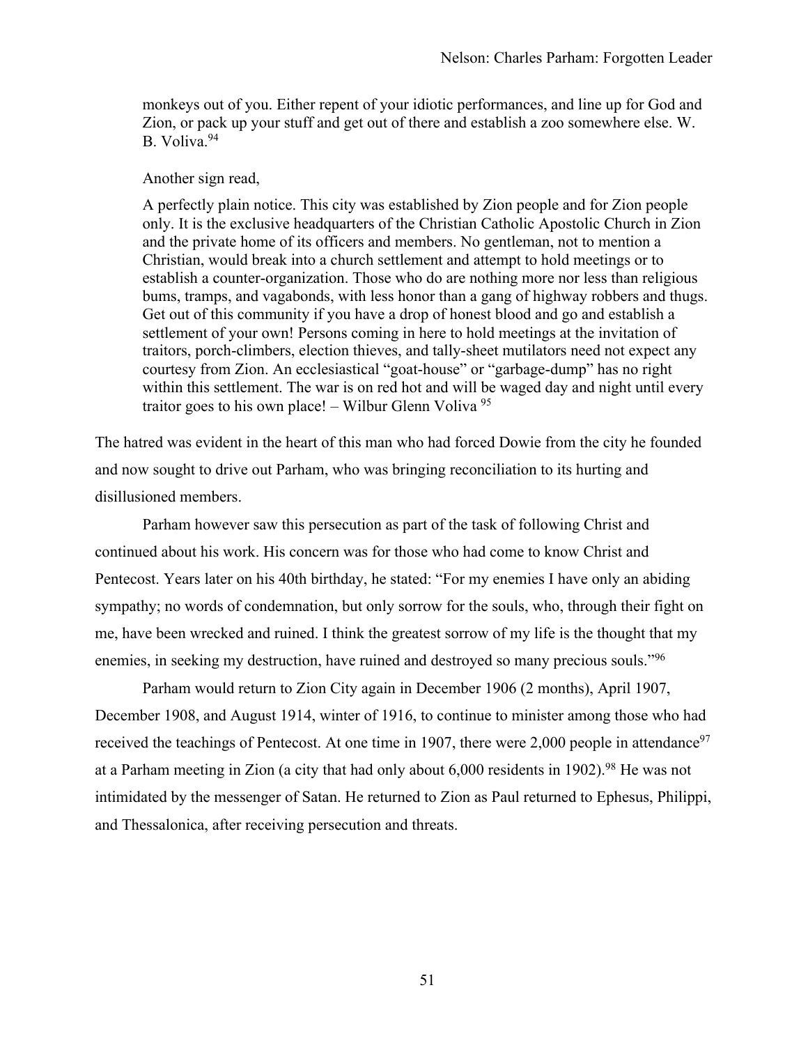> monkeys out of you. Either repent of your idiotic performances, and line up for God and Zion, or pack up your stuff and get out of there and establish a zoo somewhere else. W. B. Voliva.[94]

> Another sign read,

> A perfectly plain notice. This city was established by Zion people and for Zion people only. It is the exclusive headquarters of the Christian Catholic Apostolic Church in Zion and the private home of its officers and members. No gentleman, not to mention a Christian, would break into a church settlement and attempt to hold meetings or to establish a counter-organization. Those who do are nothing more nor less than religious bums, tramps, and vagabonds, with less honor than a gang of highway robbers and thugs. Get out of this community if you have a drop of honest blood and go and establish a settlement of your own! Persons coming in here to hold meetings at the invitation of traitors, porch-climbers, election thieves, and tally-sheet mutilators need not expect any courtesy from Zion. An ecclesiastical "goat-house" or "garbage-dump" has no right within this settlement. The war is on red hot and will be waged day and night until every traitor goes to his own place! – Wilbur Glenn Voliva [95]

The hatred was evident in the heart of this man who had forced Dowie from the city he founded and now sought to drive out Parham, who was bringing reconciliation to its hurting and disillusioned members.

Parham however saw this persecution as part of the task of following Christ and continued about his work. His concern was for those who had come to know Christ and Pentecost. Years later on his 40th birthday, he stated: "For my enemies I have only an abiding sympathy; no words of condemnation, but only sorrow for the souls, who, through their fight on me, have been wrecked and ruined. I think the greatest sorrow of my life is the thought that my enemies, in seeking my destruction, have ruined and destroyed so many precious souls."[96]

Parham would return to Zion City again in December 1906 (2 months), April 1907, December 1908, and August 1914, winter of 1916, to continue to minister among those who had received the teachings of Pentecost. At one time in 1907, there were 2,000 people in attendance[97] at a Parham meeting in Zion (a city that had only about 6,000 residents in 1902).[98] He was not intimidated by the messenger of Satan. He returned to Zion as Paul returned to Ephesus, Philippi, and Thessalonica, after receiving persecution and threats.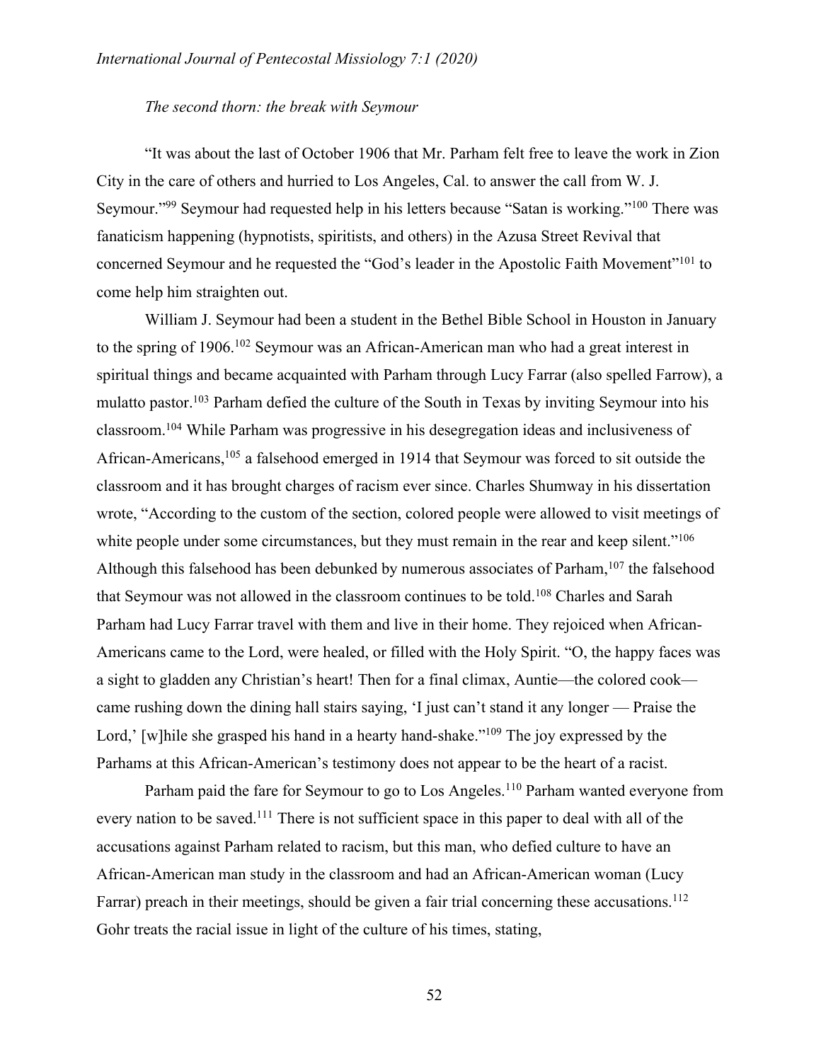*The second thorn: the break with Seymour*

"It was about the last of October 1906 that Mr. Parham felt free to leave the work in Zion City in the care of others and hurried to Los Angeles, Cal. to answer the call from W. J. Seymour."[99] Seymour had requested help in his letters because "Satan is working."[100] There was fanaticism happening (hypnotists, spiritists, and others) in the Azusa Street Revival that concerned Seymour and he requested the "God's leader in the Apostolic Faith Movement"[101] to come help him straighten out.

William J. Seymour had been a student in the Bethel Bible School in Houston in January to the spring of 1906.[102] Seymour was an African-American man who had a great interest in spiritual things and became acquainted with Parham through Lucy Farrar (also spelled Farrow), a mulatto pastor.[103] Parham defied the culture of the South in Texas by inviting Seymour into his classroom.[104] While Parham was progressive in his desegregation ideas and inclusiveness of African-Americans,[105] a falsehood emerged in 1914 that Seymour was forced to sit outside the classroom and it has brought charges of racism ever since. Charles Shumway in his dissertation wrote, "According to the custom of the section, colored people were allowed to visit meetings of white people under some circumstances, but they must remain in the rear and keep silent."[106] Although this falsehood has been debunked by numerous associates of Parham,[107] the falsehood that Seymour was not allowed in the classroom continues to be told.[108] Charles and Sarah Parham had Lucy Farrar travel with them and live in their home. They rejoiced when African-Americans came to the Lord, were healed, or filled with the Holy Spirit. "O, the happy faces was a sight to gladden any Christian's heart! Then for a final climax, Auntie—the colored cook—came rushing down the dining hall stairs saying, 'I just can't stand it any longer — Praise the Lord,' [w]hile she grasped his hand in a hearty hand-shake."[109] The joy expressed by the Parhams at this African-American's testimony does not appear to be the heart of a racist.

Parham paid the fare for Seymour to go to Los Angeles.[110] Parham wanted everyone from every nation to be saved.[111] There is not sufficient space in this paper to deal with all of the accusations against Parham related to racism, but this man, who defied culture to have an African-American man study in the classroom and had an African-American woman (Lucy Farrar) preach in their meetings, should be given a fair trial concerning these accusations.[112] Gohr treats the racial issue in light of the culture of his times, stating,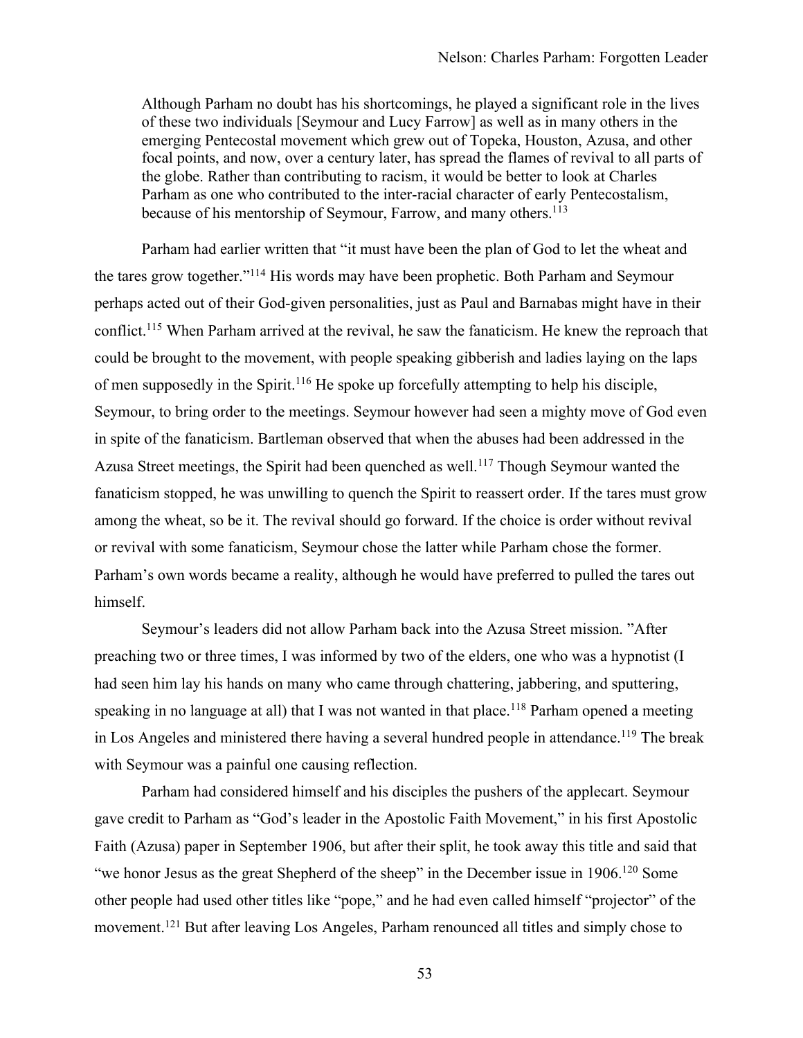> Although Parham no doubt has his shortcomings, he played a significant role in the lives of these two individuals [Seymour and Lucy Farrow] as well as in many others in the emerging Pentecostal movement which grew out of Topeka, Houston, Azusa, and other focal points, and now, over a century later, has spread the flames of revival to all parts of the globe. Rather than contributing to racism, it would be better to look at Charles Parham as one who contributed to the inter-racial character of early Pentecostalism, because of his mentorship of Seymour, Farrow, and many others.[113]

Parham had earlier written that "it must have been the plan of God to let the wheat and the tares grow together."[114] His words may have been prophetic. Both Parham and Seymour perhaps acted out of their God-given personalities, just as Paul and Barnabas might have in their conflict.[115] When Parham arrived at the revival, he saw the fanaticism. He knew the reproach that could be brought to the movement, with people speaking gibberish and ladies laying on the laps of men supposedly in the Spirit.[116] He spoke up forcefully attempting to help his disciple, Seymour, to bring order to the meetings. Seymour however had seen a mighty move of God even in spite of the fanaticism. Bartleman observed that when the abuses had been addressed in the Azusa Street meetings, the Spirit had been quenched as well.[117] Though Seymour wanted the fanaticism stopped, he was unwilling to quench the Spirit to reassert order. If the tares must grow among the wheat, so be it. The revival should go forward. If the choice is order without revival or revival with some fanaticism, Seymour chose the latter while Parham chose the former. Parham's own words became a reality, although he would have preferred to pulled the tares out himself.

Seymour's leaders did not allow Parham back into the Azusa Street mission. "After preaching two or three times, I was informed by two of the elders, one who was a hypnotist (I had seen him lay his hands on many who came through chattering, jabbering, and sputtering, speaking in no language at all) that I was not wanted in that place.[118] Parham opened a meeting in Los Angeles and ministered there having a several hundred people in attendance.[119] The break with Seymour was a painful one causing reflection.

Parham had considered himself and his disciples the pushers of the applecart. Seymour gave credit to Parham as "God's leader in the Apostolic Faith Movement," in his first Apostolic Faith (Azusa) paper in September 1906, but after their split, he took away this title and said that "we honor Jesus as the great Shepherd of the sheep" in the December issue in 1906.[120] Some other people had used other titles like "pope," and he had even called himself "projector" of the movement.[121] But after leaving Los Angeles, Parham renounced all titles and simply chose to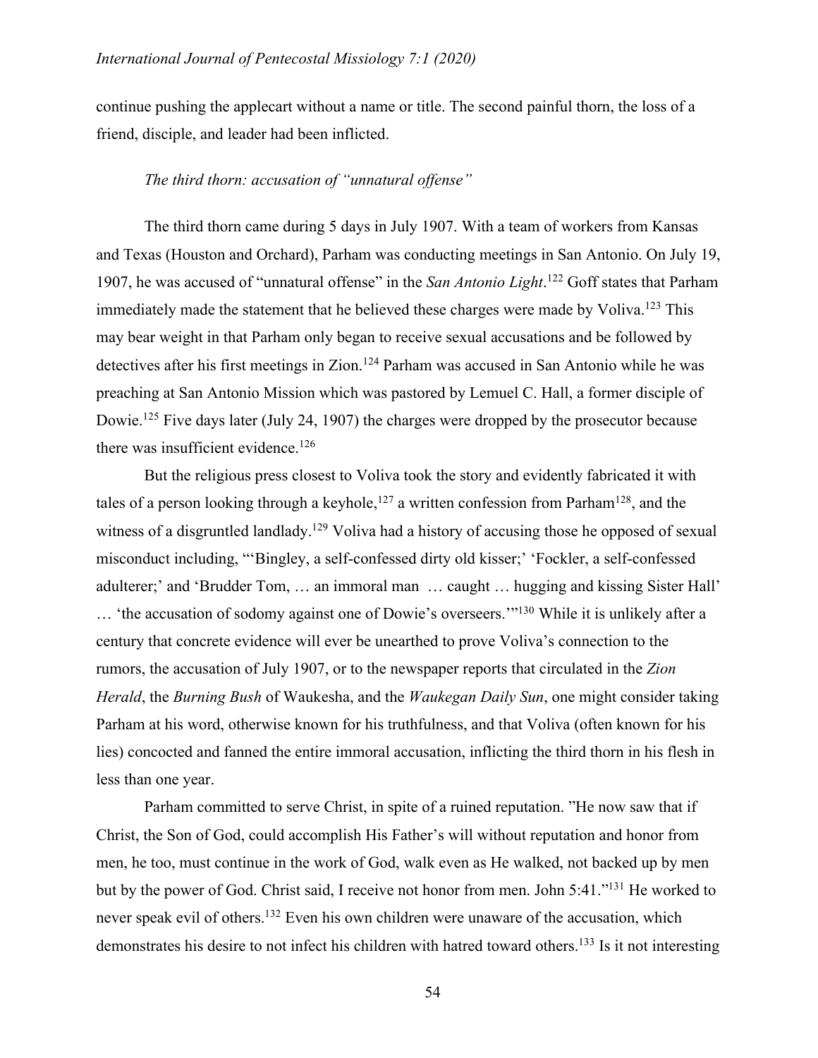continue pushing the applecart without a name or title. The second painful thorn, the loss of a friend, disciple, and leader had been inflicted.

### *The third thorn: accusation of "unnatural offense"*

The third thorn came during 5 days in July 1907. With a team of workers from Kansas and Texas (Houston and Orchard), Parham was conducting meetings in San Antonio. On July 19, 1907, he was accused of "unnatural offense" in the *San Antonio Light*.[122] Goff states that Parham immediately made the statement that he believed these charges were made by Voliva.[123] This may bear weight in that Parham only began to receive sexual accusations and be followed by detectives after his first meetings in Zion.[124] Parham was accused in San Antonio while he was preaching at San Antonio Mission which was pastored by Lemuel C. Hall, a former disciple of Dowie.[125] Five days later (July 24, 1907) the charges were dropped by the prosecutor because there was insufficient evidence.[126]

But the religious press closest to Voliva took the story and evidently fabricated it with tales of a person looking through a keyhole,[127] a written confession from Parham[128], and the witness of a disgruntled landlady.[129] Voliva had a history of accusing those he opposed of sexual misconduct including, "'Bingley, a self-confessed dirty old kisser;' 'Fockler, a self-confessed adulterer;' and 'Brudder Tom, … an immoral man … caught … hugging and kissing Sister Hall' … 'the accusation of sodomy against one of Dowie's overseers.'"[130] While it is unlikely after a century that concrete evidence will ever be unearthed to prove Voliva's connection to the rumors, the accusation of July 1907, or to the newspaper reports that circulated in the *Zion Herald*, the *Burning Bush* of Waukesha, and the *Waukegan Daily Sun*, one might consider taking Parham at his word, otherwise known for his truthfulness, and that Voliva (often known for his lies) concocted and fanned the entire immoral accusation, inflicting the third thorn in his flesh in less than one year.

Parham committed to serve Christ, in spite of a ruined reputation. "He now saw that if Christ, the Son of God, could accomplish His Father's will without reputation and honor from men, he too, must continue in the work of God, walk even as He walked, not backed up by men but by the power of God. Christ said, I receive not honor from men. John 5:41."[131] He worked to never speak evil of others.[132] Even his own children were unaware of the accusation, which demonstrates his desire to not infect his children with hatred toward others.[133] Is it not interesting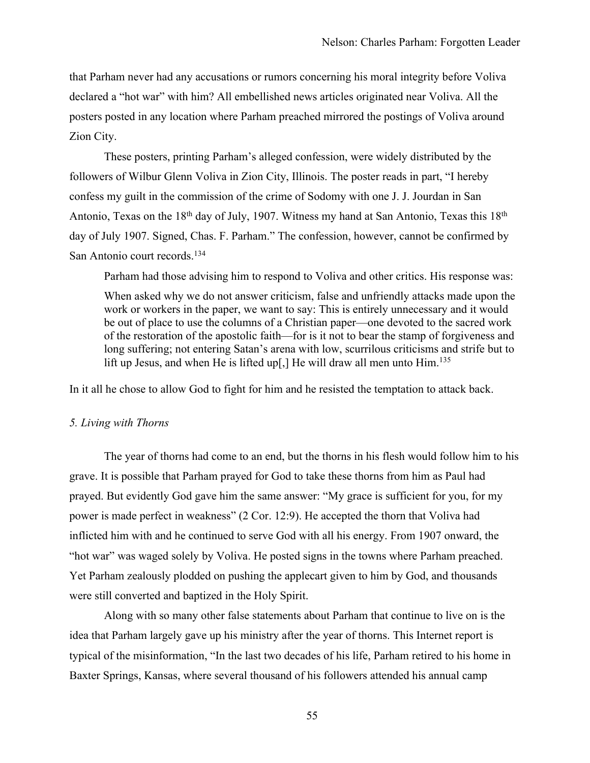that Parham never had any accusations or rumors concerning his moral integrity before Voliva declared a "hot war" with him? All embellished news articles originated near Voliva. All the posters posted in any location where Parham preached mirrored the postings of Voliva around Zion City.

These posters, printing Parham's alleged confession, were widely distributed by the followers of Wilbur Glenn Voliva in Zion City, Illinois. The poster reads in part, "I hereby confess my guilt in the commission of the crime of Sodomy with one J. J. Jourdan in San Antonio, Texas on the 18th day of July, 1907. Witness my hand at San Antonio, Texas this 18th day of July 1907. Signed, Chas. F. Parham." The confession, however, cannot be confirmed by San Antonio court records.[134]

Parham had those advising him to respond to Voliva and other critics. His response was:

> When asked why we do not answer criticism, false and unfriendly attacks made upon the work or workers in the paper, we want to say: This is entirely unnecessary and it would be out of place to use the columns of a Christian paper—one devoted to the sacred work of the restoration of the apostolic faith—for is it not to bear the stamp of forgiveness and long suffering; not entering Satan's arena with low, scurrilous criticisms and strife but to lift up Jesus, and when He is lifted up[,] He will draw all men unto Him.[135]

In it all he chose to allow God to fight for him and he resisted the temptation to attack back.

*5. Living with Thorns*

The year of thorns had come to an end, but the thorns in his flesh would follow him to his grave. It is possible that Parham prayed for God to take these thorns from him as Paul had prayed. But evidently God gave him the same answer: "My grace is sufficient for you, for my power is made perfect in weakness" (2 Cor. 12:9). He accepted the thorn that Voliva had inflicted him with and he continued to serve God with all his energy. From 1907 onward, the "hot war" was waged solely by Voliva. He posted signs in the towns where Parham preached. Yet Parham zealously plodded on pushing the applecart given to him by God, and thousands were still converted and baptized in the Holy Spirit.

Along with so many other false statements about Parham that continue to live on is the idea that Parham largely gave up his ministry after the year of thorns. This Internet report is typical of the misinformation, "In the last two decades of his life, Parham retired to his home in Baxter Springs, Kansas, where several thousand of his followers attended his annual camp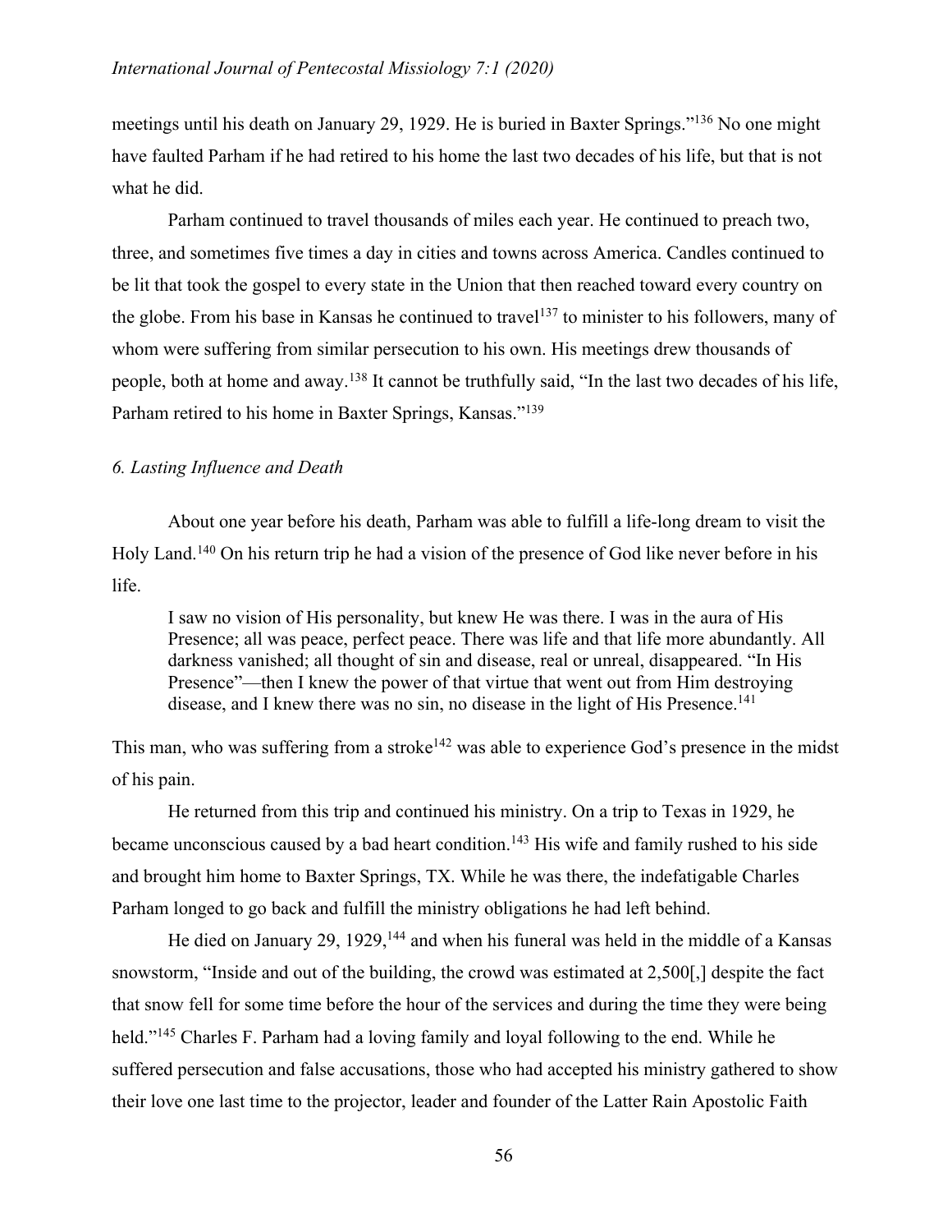meetings until his death on January 29, 1929. He is buried in Baxter Springs."[136] No one might have faulted Parham if he had retired to his home the last two decades of his life, but that is not what he did.

Parham continued to travel thousands of miles each year. He continued to preach two, three, and sometimes five times a day in cities and towns across America. Candles continued to be lit that took the gospel to every state in the Union that then reached toward every country on the globe. From his base in Kansas he continued to travel[137] to minister to his followers, many of whom were suffering from similar persecution to his own. His meetings drew thousands of people, both at home and away.[138] It cannot be truthfully said, "In the last two decades of his life, Parham retired to his home in Baxter Springs, Kansas."[139]

### *6. Lasting Influence and Death*

About one year before his death, Parham was able to fulfill a life-long dream to visit the Holy Land.[140] On his return trip he had a vision of the presence of God like never before in his life.

> I saw no vision of His personality, but knew He was there. I was in the aura of His Presence; all was peace, perfect peace. There was life and that life more abundantly. All darkness vanished; all thought of sin and disease, real or unreal, disappeared. "In His Presence"—then I knew the power of that virtue that went out from Him destroying disease, and I knew there was no sin, no disease in the light of His Presence.[141]

This man, who was suffering from a stroke[142] was able to experience God's presence in the midst of his pain.

He returned from this trip and continued his ministry. On a trip to Texas in 1929, he became unconscious caused by a bad heart condition.[143] His wife and family rushed to his side and brought him home to Baxter Springs, TX. While he was there, the indefatigable Charles Parham longed to go back and fulfill the ministry obligations he had left behind.

He died on January 29, 1929,[144] and when his funeral was held in the middle of a Kansas snowstorm, "Inside and out of the building, the crowd was estimated at 2,500[,] despite the fact that snow fell for some time before the hour of the services and during the time they were being held."[145] Charles F. Parham had a loving family and loyal following to the end. While he suffered persecution and false accusations, those who had accepted his ministry gathered to show their love one last time to the projector, leader and founder of the Latter Rain Apostolic Faith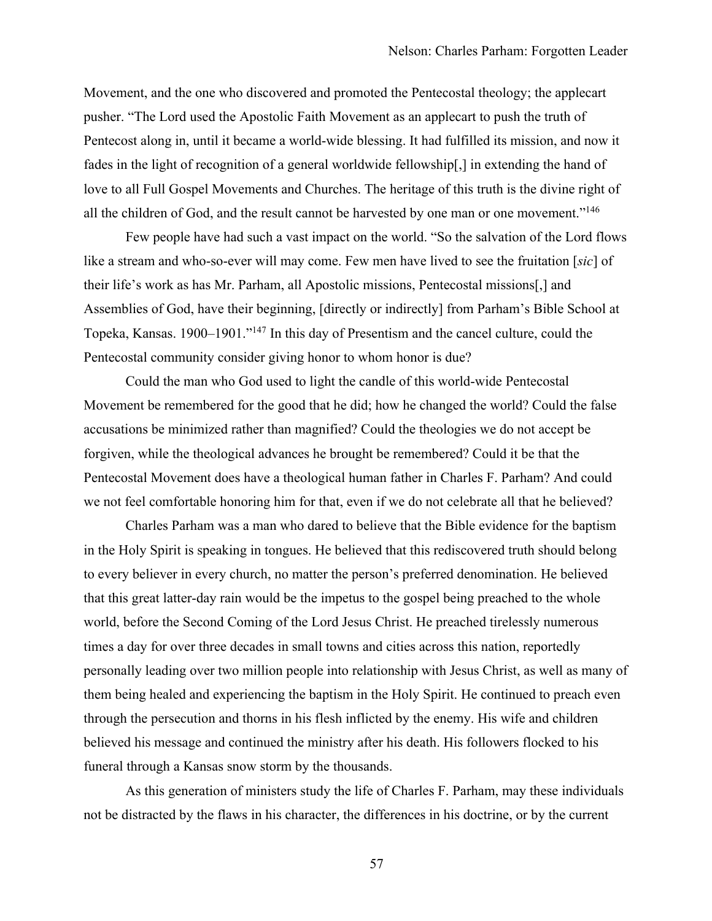Movement, and the one who discovered and promoted the Pentecostal theology; the applecart pusher. "The Lord used the Apostolic Faith Movement as an applecart to push the truth of Pentecost along in, until it became a world-wide blessing. It had fulfilled its mission, and now it fades in the light of recognition of a general worldwide fellowship[,] in extending the hand of love to all Full Gospel Movements and Churches. The heritage of this truth is the divine right of all the children of God, and the result cannot be harvested by one man or one movement."[146]

Few people have had such a vast impact on the world. "So the salvation of the Lord flows like a stream and who-so-ever will may come. Few men have lived to see the fruitation [*sic*] of their life's work as has Mr. Parham, all Apostolic missions, Pentecostal missions[,] and Assemblies of God, have their beginning, [directly or indirectly] from Parham's Bible School at Topeka, Kansas. 1900–1901."[147] In this day of Presentism and the cancel culture, could the Pentecostal community consider giving honor to whom honor is due?

Could the man who God used to light the candle of this world-wide Pentecostal Movement be remembered for the good that he did; how he changed the world? Could the false accusations be minimized rather than magnified? Could the theologies we do not accept be forgiven, while the theological advances he brought be remembered? Could it be that the Pentecostal Movement does have a theological human father in Charles F. Parham? And could we not feel comfortable honoring him for that, even if we do not celebrate all that he believed?

Charles Parham was a man who dared to believe that the Bible evidence for the baptism in the Holy Spirit is speaking in tongues. He believed that this rediscovered truth should belong to every believer in every church, no matter the person's preferred denomination. He believed that this great latter-day rain would be the impetus to the gospel being preached to the whole world, before the Second Coming of the Lord Jesus Christ. He preached tirelessly numerous times a day for over three decades in small towns and cities across this nation, reportedly personally leading over two million people into relationship with Jesus Christ, as well as many of them being healed and experiencing the baptism in the Holy Spirit. He continued to preach even through the persecution and thorns in his flesh inflicted by the enemy. His wife and children believed his message and continued the ministry after his death. His followers flocked to his funeral through a Kansas snow storm by the thousands.

As this generation of ministers study the life of Charles F. Parham, may these individuals not be distracted by the flaws in his character, the differences in his doctrine, or by the current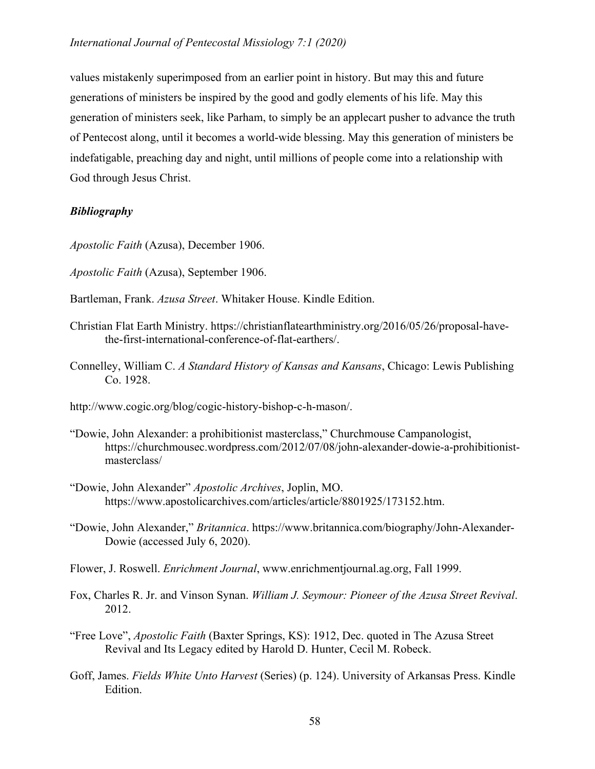values mistakenly superimposed from an earlier point in history. But may this and future generations of ministers be inspired by the good and godly elements of his life. May this generation of ministers seek, like Parham, to simply be an applecart pusher to advance the truth of Pentecost along, until it becomes a world-wide blessing. May this generation of ministers be indefatigable, preaching day and night, until millions of people come into a relationship with God through Jesus Christ.

### *Bibliography*

*Apostolic Faith* (Azusa), December 1906.

*Apostolic Faith* (Azusa), September 1906.

Bartleman, Frank. *Azusa Street*. Whitaker House. Kindle Edition.

Christian Flat Earth Ministry. https://christianflatearthministry.org/2016/05/26/proposal-have-the-first-international-conference-of-flat-earthers/.

Connelley, William C. *A Standard History of Kansas and Kansans*, Chicago: Lewis Publishing Co. 1928.

http://www.cogic.org/blog/cogic-history-bishop-c-h-mason/.

"Dowie, John Alexander: a prohibitionist masterclass," Churchmouse Campanologist, https://churchmousec.wordpress.com/2012/07/08/john-alexander-dowie-a-prohibitionist-masterclass/

"Dowie, John Alexander" *Apostolic Archives*, Joplin, MO. https://www.apostolicarchives.com/articles/article/8801925/173152.htm.

"Dowie, John Alexander," *Britannica*. https://www.britannica.com/biography/John-Alexander-Dowie (accessed July 6, 2020).

Flower, J. Roswell. *Enrichment Journal*, www.enrichmentjournal.ag.org, Fall 1999.

Fox, Charles R. Jr. and Vinson Synan. *William J. Seymour: Pioneer of the Azusa Street Revival*. 2012.

"Free Love", *Apostolic Faith* (Baxter Springs, KS): 1912, Dec. quoted in The Azusa Street Revival and Its Legacy edited by Harold D. Hunter, Cecil M. Robeck.

Goff, James. *Fields White Unto Harvest* (Series) (p. 124). University of Arkansas Press. Kindle Edition.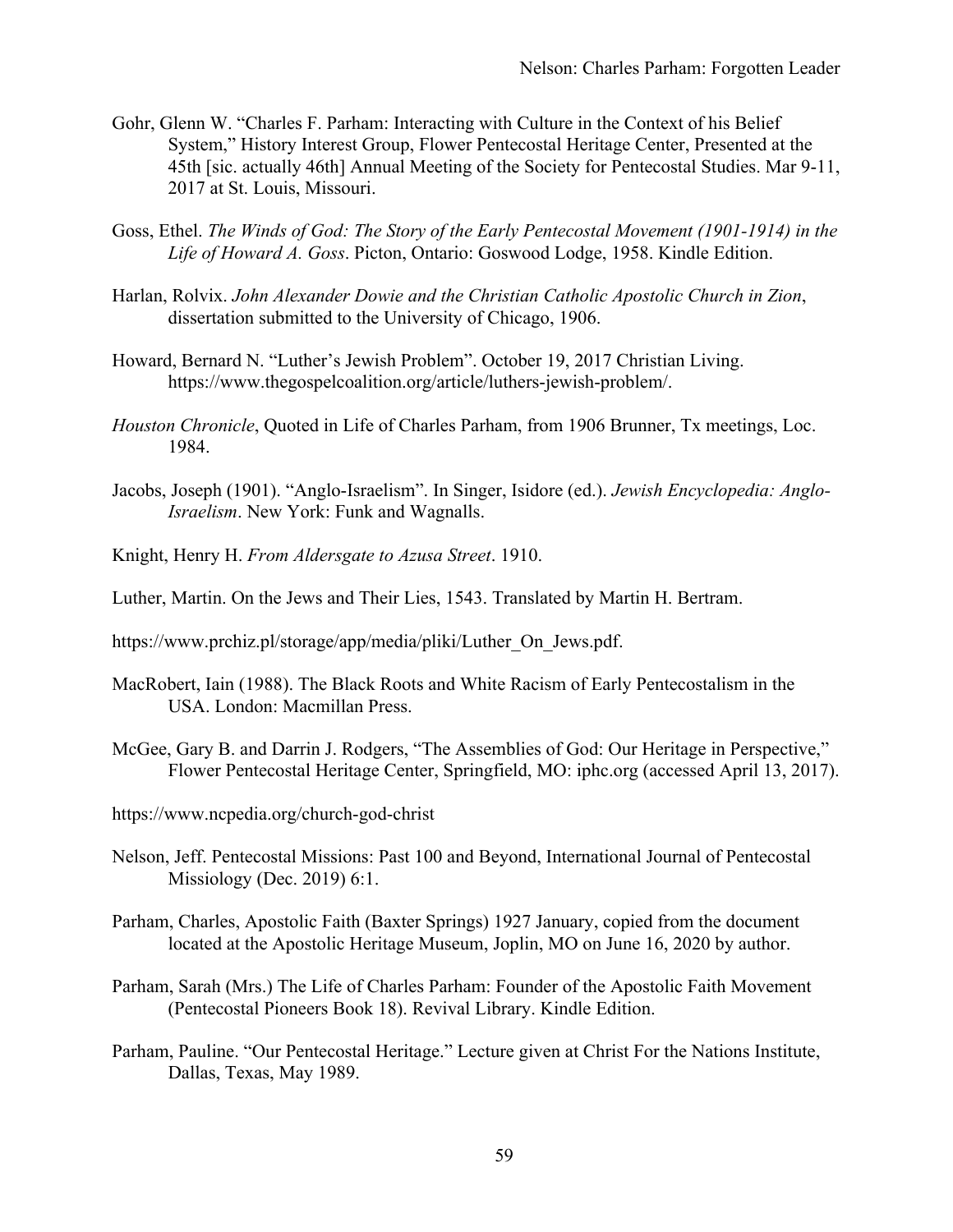Gohr, Glenn W. "Charles F. Parham: Interacting with Culture in the Context of his Belief System," History Interest Group, Flower Pentecostal Heritage Center, Presented at the 45th [sic. actually 46th] Annual Meeting of the Society for Pentecostal Studies. Mar 9-11, 2017 at St. Louis, Missouri.

Goss, Ethel. *The Winds of God: The Story of the Early Pentecostal Movement (1901-1914) in the Life of Howard A. Goss*. Picton, Ontario: Goswood Lodge, 1958. Kindle Edition.

Harlan, Rolvix. *John Alexander Dowie and the Christian Catholic Apostolic Church in Zion*, dissertation submitted to the University of Chicago, 1906.

Howard, Bernard N. "Luther's Jewish Problem". October 19, 2017 Christian Living. https://www.thegospelcoalition.org/article/luthers-jewish-problem/.

*Houston Chronicle*, Quoted in Life of Charles Parham, from 1906 Brunner, Tx meetings, Loc. 1984.

Jacobs, Joseph (1901). "Anglo-Israelism". In Singer, Isidore (ed.). *Jewish Encyclopedia: Anglo-Israelism*. New York: Funk and Wagnalls.

Knight, Henry H. *From Aldersgate to Azusa Street*. 1910.

Luther, Martin. On the Jews and Their Lies, 1543. Translated by Martin H. Bertram.

https://www.prchiz.pl/storage/app/media/pliki/Luther_On_Jews.pdf.

MacRobert, Iain (1988). The Black Roots and White Racism of Early Pentecostalism in the USA. London: Macmillan Press.

McGee, Gary B. and Darrin J. Rodgers, "The Assemblies of God: Our Heritage in Perspective," Flower Pentecostal Heritage Center, Springfield, MO: iphc.org (accessed April 13, 2017).

https://www.ncpedia.org/church-god-christ

Nelson, Jeff. Pentecostal Missions: Past 100 and Beyond, International Journal of Pentecostal Missiology (Dec. 2019) 6:1.

Parham, Charles, Apostolic Faith (Baxter Springs) 1927 January, copied from the document located at the Apostolic Heritage Museum, Joplin, MO on June 16, 2020 by author.

Parham, Sarah (Mrs.) The Life of Charles Parham: Founder of the Apostolic Faith Movement (Pentecostal Pioneers Book 18). Revival Library. Kindle Edition.

Parham, Pauline. "Our Pentecostal Heritage." Lecture given at Christ For the Nations Institute, Dallas, Texas, May 1989.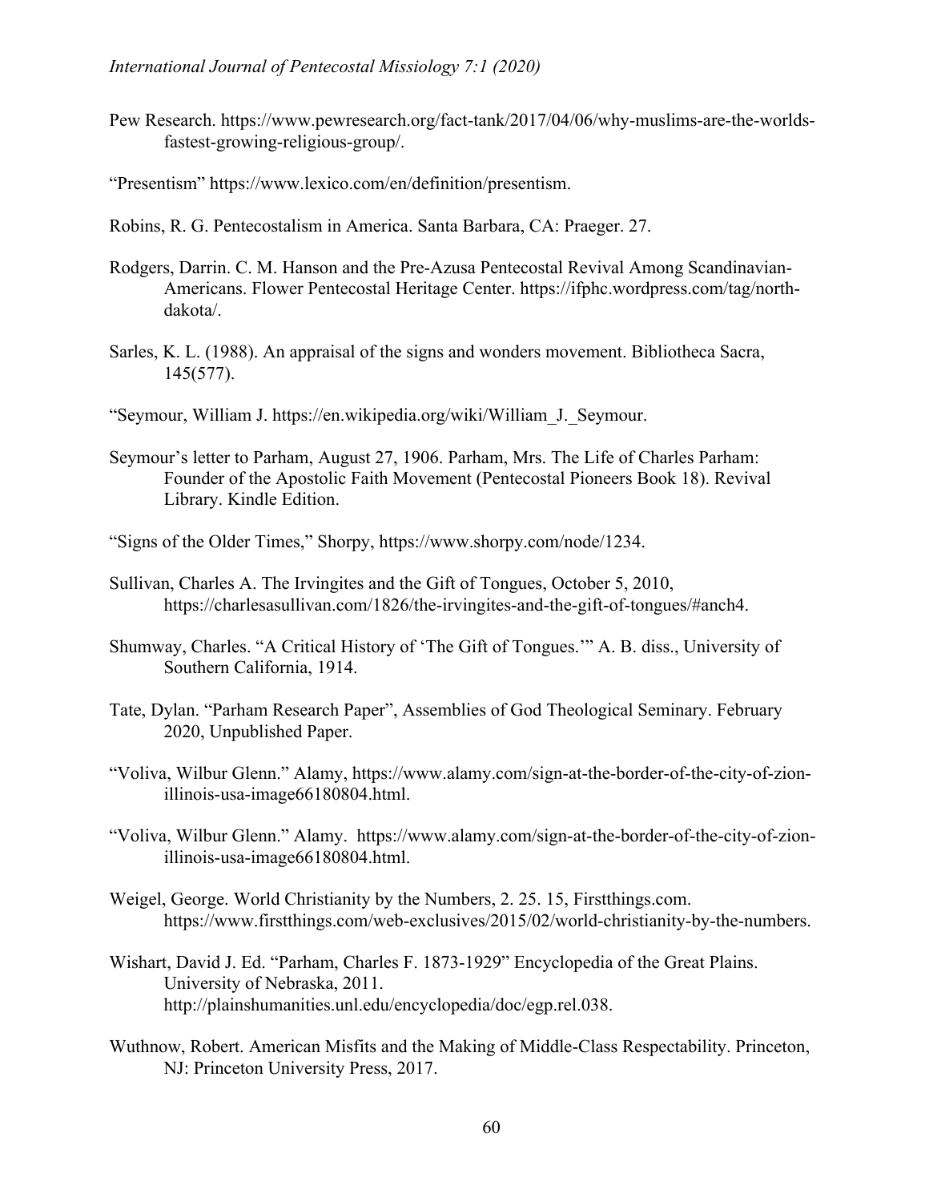Pew Research. https://www.pewresearch.org/fact-tank/2017/04/06/why-muslims-are-the-worlds-fastest-growing-religious-group/.

“Presentism” https://www.lexico.com/en/definition/presentism.

Robins, R. G. Pentecostalism in America. Santa Barbara, CA: Praeger. 27.

Rodgers, Darrin. C. M. Hanson and the Pre-Azusa Pentecostal Revival Among Scandinavian-Americans. Flower Pentecostal Heritage Center. https://ifphc.wordpress.com/tag/north-dakota/.

Sarles, K. L. (1988). An appraisal of the signs and wonders movement. Bibliotheca Sacra, 145(577).

“Seymour, William J. https://en.wikipedia.org/wiki/William_J._Seymour.

Seymour’s letter to Parham, August 27, 1906. Parham, Mrs. The Life of Charles Parham: Founder of the Apostolic Faith Movement (Pentecostal Pioneers Book 18). Revival Library. Kindle Edition.

“Signs of the Older Times,” Shorpy, https://www.shorpy.com/node/1234.

Sullivan, Charles A. The Irvingites and the Gift of Tongues, October 5, 2010, https://charlesasullivan.com/1826/the-irvingites-and-the-gift-of-tongues/#anch4.

Shumway, Charles. “A Critical History of ‘The Gift of Tongues.’” A. B. diss., University of Southern California, 1914.

Tate, Dylan. “Parham Research Paper”, Assemblies of God Theological Seminary. February 2020, Unpublished Paper.

“Voliva, Wilbur Glenn.” Alamy, https://www.alamy.com/sign-at-the-border-of-the-city-of-zion-illinois-usa-image66180804.html.

“Voliva, Wilbur Glenn.” Alamy. https://www.alamy.com/sign-at-the-border-of-the-city-of-zion-illinois-usa-image66180804.html.

Weigel, George. World Christianity by the Numbers, 2. 25. 15, Firstthings.com. https://www.firstthings.com/web-exclusives/2015/02/world-christianity-by-the-numbers.

Wishart, David J. Ed. “Parham, Charles F. 1873-1929” Encyclopedia of the Great Plains. University of Nebraska, 2011. http://plainshumanities.unl.edu/encyclopedia/doc/egp.rel.038.

Wuthnow, Robert. American Misfits and the Making of Middle-Class Respectability. Princeton, NJ: Princeton University Press, 2017.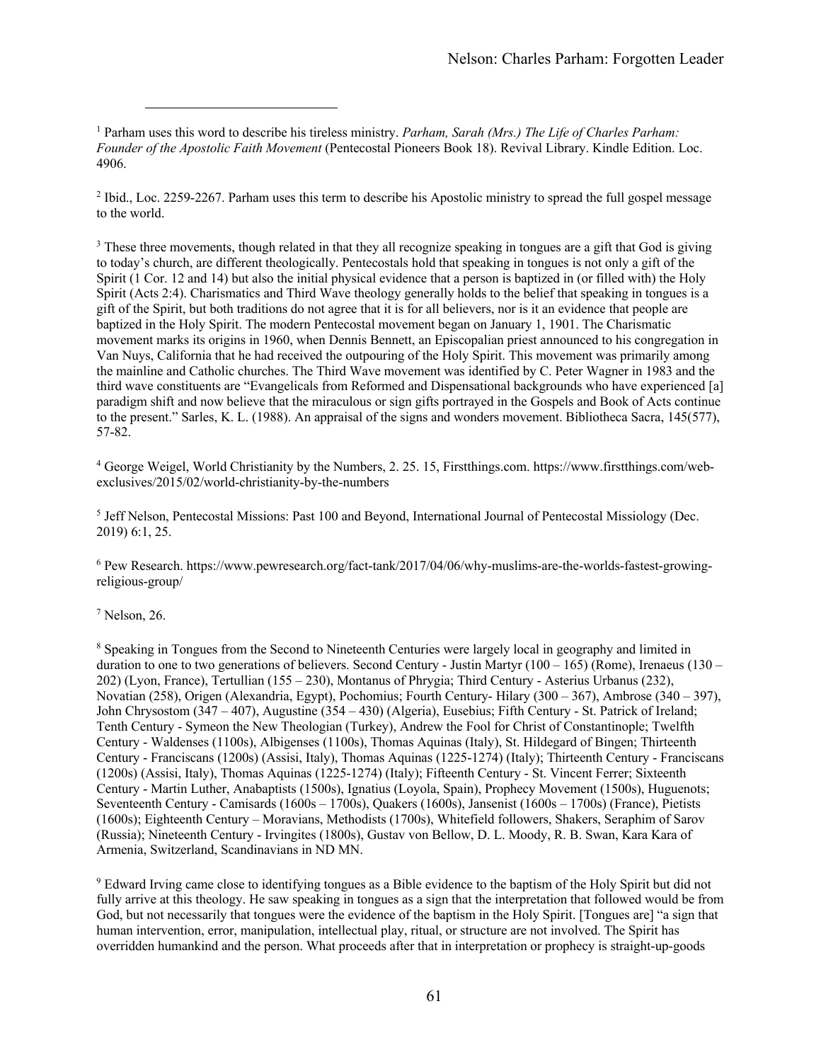[1] Parham uses this word to describe his tireless ministry. *Parham, Sarah (Mrs.) The Life of Charles Parham: Founder of the Apostolic Faith Movement* (Pentecostal Pioneers Book 18). Revival Library. Kindle Edition. Loc. 4906.

[2] Ibid., Loc. 2259-2267. Parham uses this term to describe his Apostolic ministry to spread the full gospel message to the world.

[3] These three movements, though related in that they all recognize speaking in tongues are a gift that God is giving to today's church, are different theologically. Pentecostals hold that speaking in tongues is not only a gift of the Spirit (1 Cor. 12 and 14) but also the initial physical evidence that a person is baptized in (or filled with) the Holy Spirit (Acts 2:4). Charismatics and Third Wave theology generally holds to the belief that speaking in tongues is a gift of the Spirit, but both traditions do not agree that it is for all believers, nor is it an evidence that people are baptized in the Holy Spirit. The modern Pentecostal movement began on January 1, 1901. The Charismatic movement marks its origins in 1960, when Dennis Bennett, an Episcopalian priest announced to his congregation in Van Nuys, California that he had received the outpouring of the Holy Spirit. This movement was primarily among the mainline and Catholic churches. The Third Wave movement was identified by C. Peter Wagner in 1983 and the third wave constituents are "Evangelicals from Reformed and Dispensational backgrounds who have experienced [a] paradigm shift and now believe that the miraculous or sign gifts portrayed in the Gospels and Book of Acts continue to the present." Sarles, K. L. (1988). An appraisal of the signs and wonders movement. Bibliotheca Sacra, 145(577), 57-82.

[4] George Weigel, World Christianity by the Numbers, 2. 25. 15, Firstthings.com. https://www.firstthings.com/web-exclusives/2015/02/world-christianity-by-the-numbers

[5] Jeff Nelson, Pentecostal Missions: Past 100 and Beyond, International Journal of Pentecostal Missiology (Dec. 2019) 6:1, 25.

[6] Pew Research. https://www.pewresearch.org/fact-tank/2017/04/06/why-muslims-are-the-worlds-fastest-growing-religious-group/

[7] Nelson, 26.

[8] Speaking in Tongues from the Second to Nineteenth Centuries were largely local in geography and limited in duration to one to two generations of believers. Second Century - Justin Martyr (100 – 165) (Rome), Irenaeus (130 – 202) (Lyon, France), Tertullian (155 – 230), Montanus of Phrygia; Third Century - Asterius Urbanus (232), Novatian (258), Origen (Alexandria, Egypt), Pochomius; Fourth Century- Hilary (300 – 367), Ambrose (340 – 397), John Chrysostom (347 – 407), Augustine (354 – 430) (Algeria), Eusebius; Fifth Century - St. Patrick of Ireland; Tenth Century - Symeon the New Theologian (Turkey), Andrew the Fool for Christ of Constantinople; Twelfth Century - Waldenses (1100s), Albigenses (1100s), Thomas Aquinas (Italy), St. Hildegard of Bingen; Thirteenth Century - Franciscans (1200s) (Assisi, Italy), Thomas Aquinas (1225-1274) (Italy); Thirteenth Century - Franciscans (1200s) (Assisi, Italy), Thomas Aquinas (1225-1274) (Italy); Fifteenth Century - St. Vincent Ferrer; Sixteenth Century - Martin Luther, Anabaptists (1500s), Ignatius (Loyola, Spain), Prophecy Movement (1500s), Huguenots; Seventeenth Century - Camisards (1600s – 1700s), Quakers (1600s), Jansenist (1600s – 1700s) (France), Pietists (1600s); Eighteenth Century – Moravians, Methodists (1700s), Whitefield followers, Shakers, Seraphim of Sarov (Russia); Nineteenth Century - Irvingites (1800s), Gustav von Bellow, D. L. Moody, R. B. Swan, Kara Kara of Armenia, Switzerland, Scandinavians in ND MN.

[9] Edward Irving came close to identifying tongues as a Bible evidence to the baptism of the Holy Spirit but did not fully arrive at this theology. He saw speaking in tongues as a sign that the interpretation that followed would be from God, but not necessarily that tongues were the evidence of the baptism in the Holy Spirit. [Tongues are] "a sign that human intervention, error, manipulation, intellectual play, ritual, or structure are not involved. The Spirit has overridden humankind and the person. What proceeds after that in interpretation or prophecy is straight-up-goods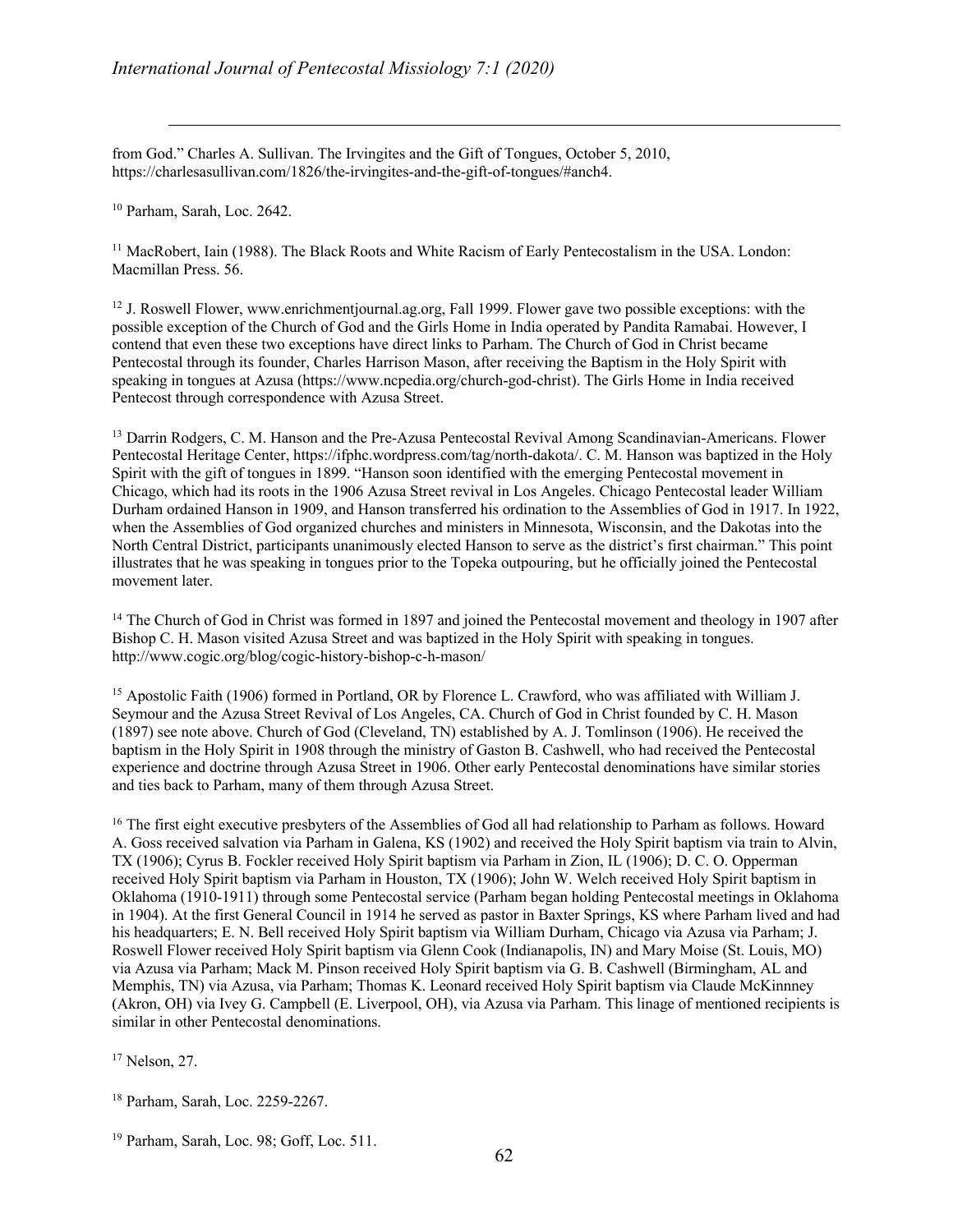from God." Charles A. Sullivan. The Irvingites and the Gift of Tongues, October 5, 2010, https://charlesasullivan.com/1826/the-irvingites-and-the-gift-of-tongues/#anch4.

[10] Parham, Sarah, Loc. 2642.

[11] MacRobert, Iain (1988). The Black Roots and White Racism of Early Pentecostalism in the USA. London: Macmillan Press. 56.

[12] J. Roswell Flower, www.enrichmentjournal.ag.org, Fall 1999. Flower gave two possible exceptions: with the possible exception of the Church of God and the Girls Home in India operated by Pandita Ramabai. However, I contend that even these two exceptions have direct links to Parham. The Church of God in Christ became Pentecostal through its founder, Charles Harrison Mason, after receiving the Baptism in the Holy Spirit with speaking in tongues at Azusa (https://www.ncpedia.org/church-god-christ). The Girls Home in India received Pentecost through correspondence with Azusa Street.

[13] Darrin Rodgers, C. M. Hanson and the Pre-Azusa Pentecostal Revival Among Scandinavian-Americans. Flower Pentecostal Heritage Center, https://ifphc.wordpress.com/tag/north-dakota/. C. M. Hanson was baptized in the Holy Spirit with the gift of tongues in 1899. "Hanson soon identified with the emerging Pentecostal movement in Chicago, which had its roots in the 1906 Azusa Street revival in Los Angeles. Chicago Pentecostal leader William Durham ordained Hanson in 1909, and Hanson transferred his ordination to the Assemblies of God in 1917. In 1922, when the Assemblies of God organized churches and ministers in Minnesota, Wisconsin, and the Dakotas into the North Central District, participants unanimously elected Hanson to serve as the district's first chairman." This point illustrates that he was speaking in tongues prior to the Topeka outpouring, but he officially joined the Pentecostal movement later.

[14] The Church of God in Christ was formed in 1897 and joined the Pentecostal movement and theology in 1907 after Bishop C. H. Mason visited Azusa Street and was baptized in the Holy Spirit with speaking in tongues. http://www.cogic.org/blog/cogic-history-bishop-c-h-mason/

[15] Apostolic Faith (1906) formed in Portland, OR by Florence L. Crawford, who was affiliated with William J. Seymour and the Azusa Street Revival of Los Angeles, CA. Church of God in Christ founded by C. H. Mason (1897) see note above. Church of God (Cleveland, TN) established by A. J. Tomlinson (1906). He received the baptism in the Holy Spirit in 1908 through the ministry of Gaston B. Cashwell, who had received the Pentecostal experience and doctrine through Azusa Street in 1906. Other early Pentecostal denominations have similar stories and ties back to Parham, many of them through Azusa Street.

[16] The first eight executive presbyters of the Assemblies of God all had relationship to Parham as follows. Howard A. Goss received salvation via Parham in Galena, KS (1902) and received the Holy Spirit baptism via train to Alvin, TX (1906); Cyrus B. Fockler received Holy Spirit baptism via Parham in Zion, IL (1906); D. C. O. Opperman received Holy Spirit baptism via Parham in Houston, TX (1906); John W. Welch received Holy Spirit baptism in Oklahoma (1910-1911) through some Pentecostal service (Parham began holding Pentecostal meetings in Oklahoma in 1904). At the first General Council in 1914 he served as pastor in Baxter Springs, KS where Parham lived and had his headquarters; E. N. Bell received Holy Spirit baptism via William Durham, Chicago via Azusa via Parham; J. Roswell Flower received Holy Spirit baptism via Glenn Cook (Indianapolis, IN) and Mary Moise (St. Louis, MO) via Azusa via Parham; Mack M. Pinson received Holy Spirit baptism via G. B. Cashwell (Birmingham, AL and Memphis, TN) via Azusa, via Parham; Thomas K. Leonard received Holy Spirit baptism via Claude McKinnney (Akron, OH) via Ivey G. Campbell (E. Liverpool, OH), via Azusa via Parham. This linage of mentioned recipients is similar in other Pentecostal denominations.

[17] Nelson, 27.

[18] Parham, Sarah, Loc. 2259-2267.

[19] Parham, Sarah, Loc. 98; Goff, Loc. 511.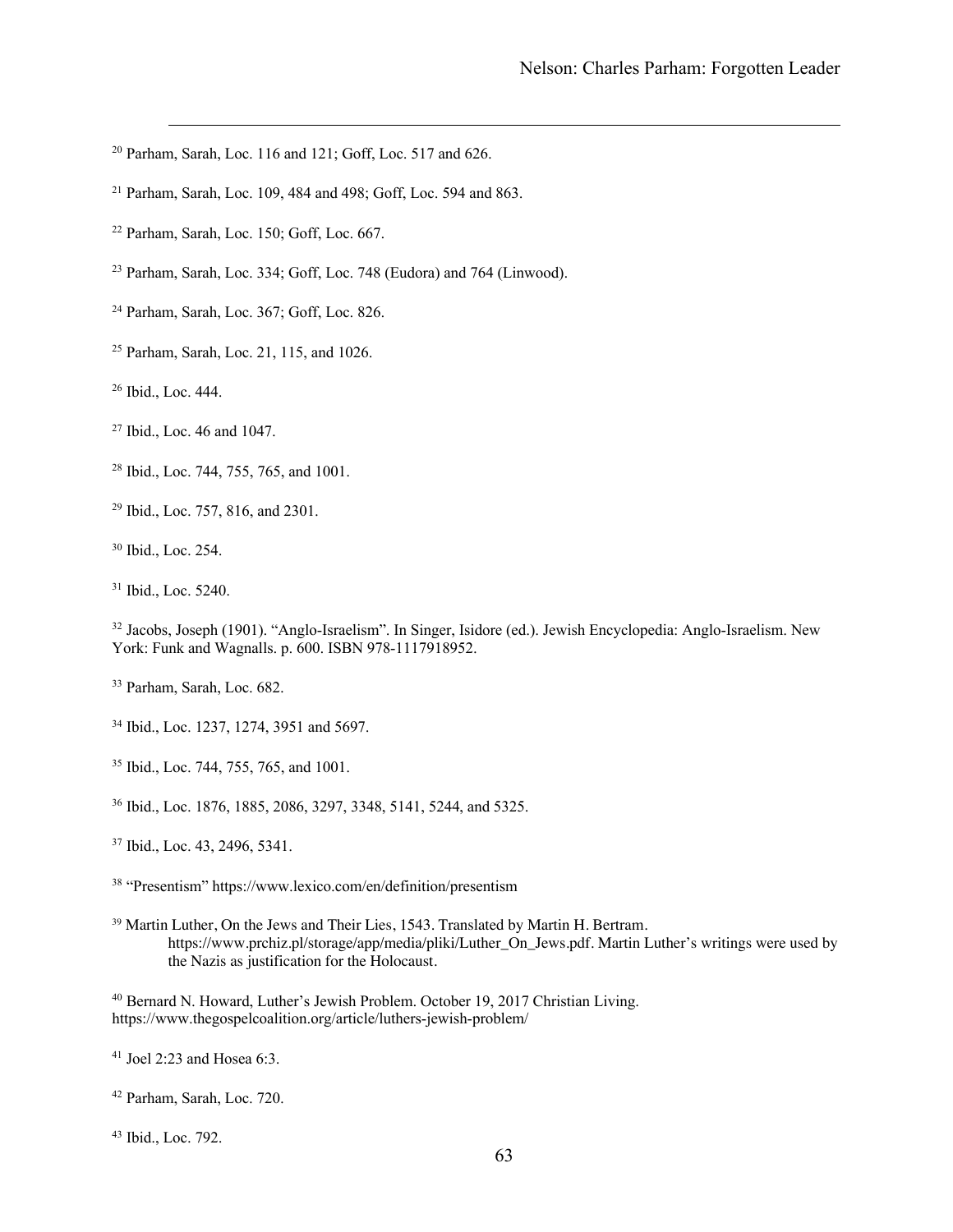[20] Parham, Sarah, Loc. 116 and 121; Goff, Loc. 517 and 626.

[21] Parham, Sarah, Loc. 109, 484 and 498; Goff, Loc. 594 and 863.

[22] Parham, Sarah, Loc. 150; Goff, Loc. 667.

[23] Parham, Sarah, Loc. 334; Goff, Loc. 748 (Eudora) and 764 (Linwood).

[24] Parham, Sarah, Loc. 367; Goff, Loc. 826.

[25] Parham, Sarah, Loc. 21, 115, and 1026.

[26] Ibid., Loc. 444.

[27] Ibid., Loc. 46 and 1047.

[28] Ibid., Loc. 744, 755, 765, and 1001.

[29] Ibid., Loc. 757, 816, and 2301.

[30] Ibid., Loc. 254.

[31] Ibid., Loc. 5240.

[32] Jacobs, Joseph (1901). "Anglo-Israelism". In Singer, Isidore (ed.). Jewish Encyclopedia: Anglo-Israelism. New York: Funk and Wagnalls. p. 600. ISBN 978-1117918952.

[33] Parham, Sarah, Loc. 682.

[34] Ibid., Loc. 1237, 1274, 3951 and 5697.

[35] Ibid., Loc. 744, 755, 765, and 1001.

[36] Ibid., Loc. 1876, 1885, 2086, 3297, 3348, 5141, 5244, and 5325.

[37] Ibid., Loc. 43, 2496, 5341.

[38] "Presentism" https://www.lexico.com/en/definition/presentism

[39] Martin Luther, On the Jews and Their Lies, 1543. Translated by Martin H. Bertram. https://www.prchiz.pl/storage/app/media/pliki/Luther_On_Jews.pdf. Martin Luther's writings were used by the Nazis as justification for the Holocaust.

[40] Bernard N. Howard, Luther's Jewish Problem. October 19, 2017 Christian Living. https://www.thegospelcoalition.org/article/luthers-jewish-problem/

[41] Joel 2:23 and Hosea 6:3.

[42] Parham, Sarah, Loc. 720.

[43] Ibid., Loc. 792.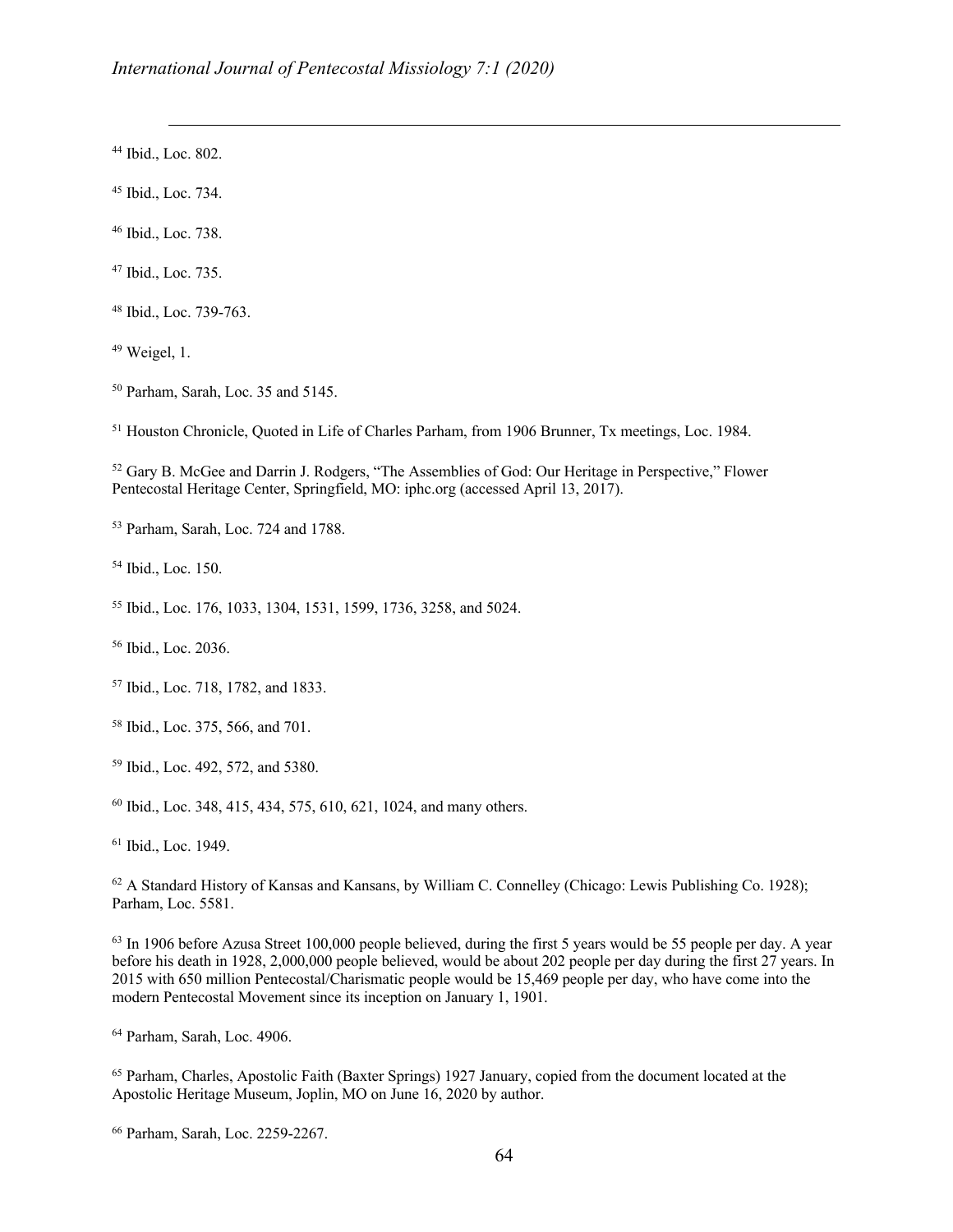[44] Ibid., Loc. 802.

[45] Ibid., Loc. 734.

[46] Ibid., Loc. 738.

[47] Ibid., Loc. 735.

[48] Ibid., Loc. 739-763.

[49] Weigel, 1.

[50] Parham, Sarah, Loc. 35 and 5145.

[51] Houston Chronicle, Quoted in Life of Charles Parham, from 1906 Brunner, Tx meetings, Loc. 1984.

[52] Gary B. McGee and Darrin J. Rodgers, "The Assemblies of God: Our Heritage in Perspective," Flower Pentecostal Heritage Center, Springfield, MO: iphc.org (accessed April 13, 2017).

[53] Parham, Sarah, Loc. 724 and 1788.

[54] Ibid., Loc. 150.

[55] Ibid., Loc. 176, 1033, 1304, 1531, 1599, 1736, 3258, and 5024.

[56] Ibid., Loc. 2036.

[57] Ibid., Loc. 718, 1782, and 1833.

[58] Ibid., Loc. 375, 566, and 701.

[59] Ibid., Loc. 492, 572, and 5380.

[60] Ibid., Loc. 348, 415, 434, 575, 610, 621, 1024, and many others.

[61] Ibid., Loc. 1949.

[62] A Standard History of Kansas and Kansans, by William C. Connelley (Chicago: Lewis Publishing Co. 1928); Parham, Loc. 5581.

[63] In 1906 before Azusa Street 100,000 people believed, during the first 5 years would be 55 people per day. A year before his death in 1928, 2,000,000 people believed, would be about 202 people per day during the first 27 years. In 2015 with 650 million Pentecostal/Charismatic people would be 15,469 people per day, who have come into the modern Pentecostal Movement since its inception on January 1, 1901.

[64] Parham, Sarah, Loc. 4906.

[65] Parham, Charles, Apostolic Faith (Baxter Springs) 1927 January, copied from the document located at the Apostolic Heritage Museum, Joplin, MO on June 16, 2020 by author.

[66] Parham, Sarah, Loc. 2259-2267.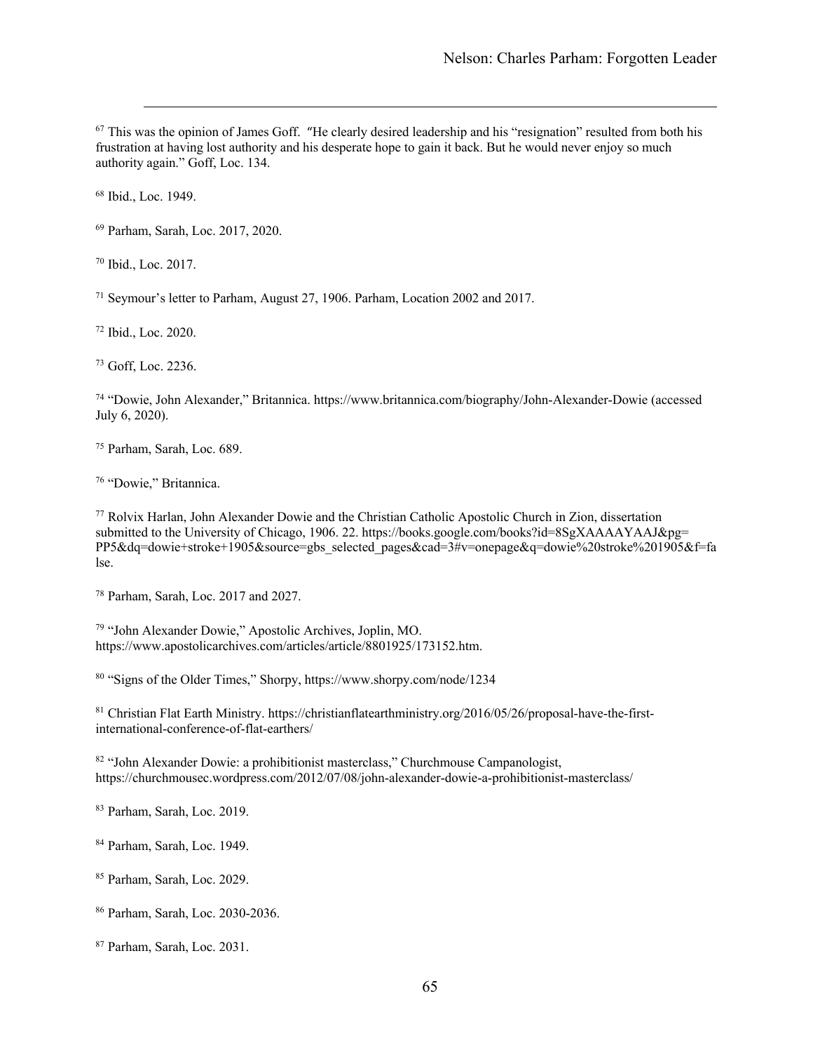[67] This was the opinion of James Goff. "He clearly desired leadership and his "resignation" resulted from both his frustration at having lost authority and his desperate hope to gain it back. But he would never enjoy so much authority again." Goff, Loc. 134.

[68] Ibid., Loc. 1949.

[69] Parham, Sarah, Loc. 2017, 2020.

[70] Ibid., Loc. 2017.

[71] Seymour's letter to Parham, August 27, 1906. Parham, Location 2002 and 2017.

[72] Ibid., Loc. 2020.

[73] Goff, Loc. 2236.

[74] "Dowie, John Alexander," Britannica. https://www.britannica.com/biography/John-Alexander-Dowie (accessed July 6, 2020).

[75] Parham, Sarah, Loc. 689.

[76] "Dowie," Britannica.

[77] Rolvix Harlan, John Alexander Dowie and the Christian Catholic Apostolic Church in Zion, dissertation submitted to the University of Chicago, 1906. 22. https://books.google.com/books?id=8SgXAAAAYAAJ&pg=PP5&dq=dowie+stroke+1905&source=gbs_selected_pages&cad=3#v=onepage&q=dowie%20stroke%201905&f=false.

[78] Parham, Sarah, Loc. 2017 and 2027.

[79] "John Alexander Dowie," Apostolic Archives, Joplin, MO. https://www.apostolicarchives.com/articles/article/8801925/173152.htm.

[80] "Signs of the Older Times," Shorpy, https://www.shorpy.com/node/1234

[81] Christian Flat Earth Ministry. https://christianflatearthministry.org/2016/05/26/proposal-have-the-first-international-conference-of-flat-earthers/

[82] "John Alexander Dowie: a prohibitionist masterclass," Churchmouse Campanologist, https://churchmousec.wordpress.com/2012/07/08/john-alexander-dowie-a-prohibitionist-masterclass/

[83] Parham, Sarah, Loc. 2019.

[84] Parham, Sarah, Loc. 1949.

[85] Parham, Sarah, Loc. 2029.

[86] Parham, Sarah, Loc. 2030-2036.

[87] Parham, Sarah, Loc. 2031.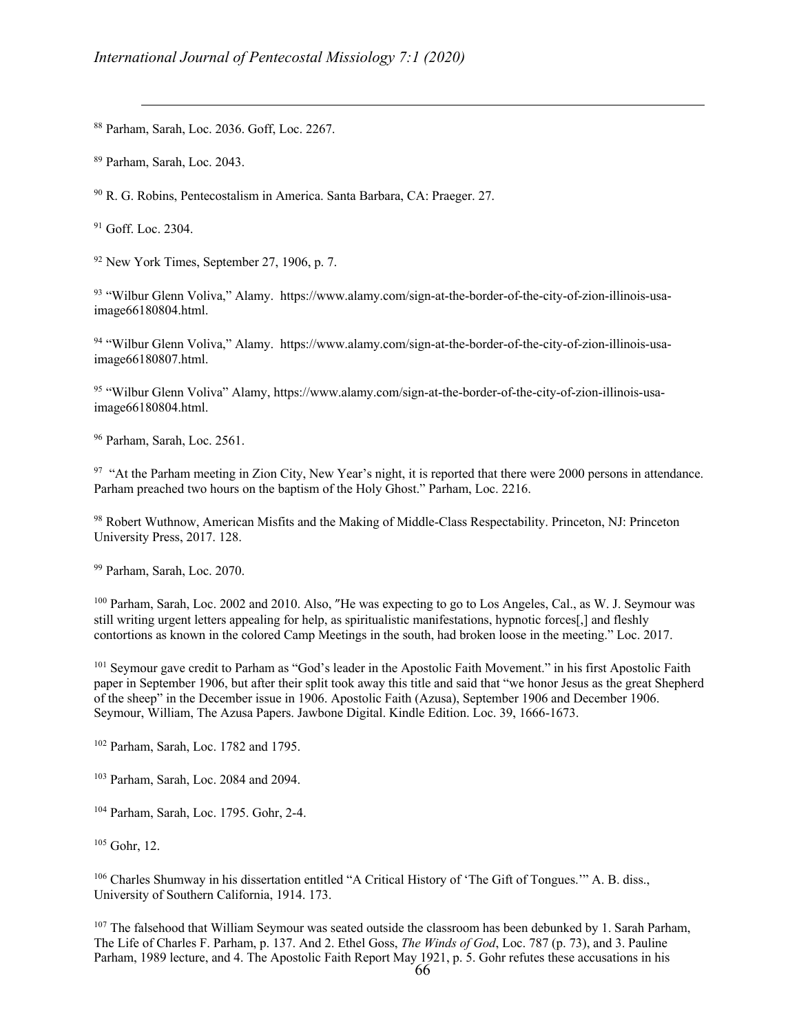[88] Parham, Sarah, Loc. 2036. Goff, Loc. 2267.

[89] Parham, Sarah, Loc. 2043.

[90] R. G. Robins, Pentecostalism in America. Santa Barbara, CA: Praeger. 27.

[91] Goff. Loc. 2304.

[92] New York Times, September 27, 1906, p. 7.

[93] "Wilbur Glenn Voliva," Alamy. https://www.alamy.com/sign-at-the-border-of-the-city-of-zion-illinois-usa-image66180804.html.

[94] "Wilbur Glenn Voliva," Alamy. https://www.alamy.com/sign-at-the-border-of-the-city-of-zion-illinois-usa-image66180807.html.

[95] "Wilbur Glenn Voliva" Alamy, https://www.alamy.com/sign-at-the-border-of-the-city-of-zion-illinois-usa-image66180804.html.

[96] Parham, Sarah, Loc. 2561.

[97] "At the Parham meeting in Zion City, New Year's night, it is reported that there were 2000 persons in attendance. Parham preached two hours on the baptism of the Holy Ghost." Parham, Loc. 2216.

[98] Robert Wuthnow, American Misfits and the Making of Middle-Class Respectability. Princeton, NJ: Princeton University Press, 2017. 128.

[99] Parham, Sarah, Loc. 2070.

[100] Parham, Sarah, Loc. 2002 and 2010. Also, "He was expecting to go to Los Angeles, Cal., as W. J. Seymour was still writing urgent letters appealing for help, as spiritualistic manifestations, hypnotic forces[,] and fleshly contortions as known in the colored Camp Meetings in the south, had broken loose in the meeting." Loc. 2017.

[101] Seymour gave credit to Parham as "God's leader in the Apostolic Faith Movement." in his first Apostolic Faith paper in September 1906, but after their split took away this title and said that "we honor Jesus as the great Shepherd of the sheep" in the December issue in 1906. Apostolic Faith (Azusa), September 1906 and December 1906. Seymour, William, The Azusa Papers. Jawbone Digital. Kindle Edition. Loc. 39, 1666-1673.

[102] Parham, Sarah, Loc. 1782 and 1795.

[103] Parham, Sarah, Loc. 2084 and 2094.

[104] Parham, Sarah, Loc. 1795. Gohr, 2-4.

[105] Gohr, 12.

[106] Charles Shumway in his dissertation entitled "A Critical History of 'The Gift of Tongues.'" A. B. diss., University of Southern California, 1914. 173.

[107] The falsehood that William Seymour was seated outside the classroom has been debunked by 1. Sarah Parham, The Life of Charles F. Parham, p. 137. And 2. Ethel Goss, *The Winds of God*, Loc. 787 (p. 73), and 3. Pauline Parham, 1989 lecture, and 4. The Apostolic Faith Report May 1921, p. 5. Gohr refutes these accusations in his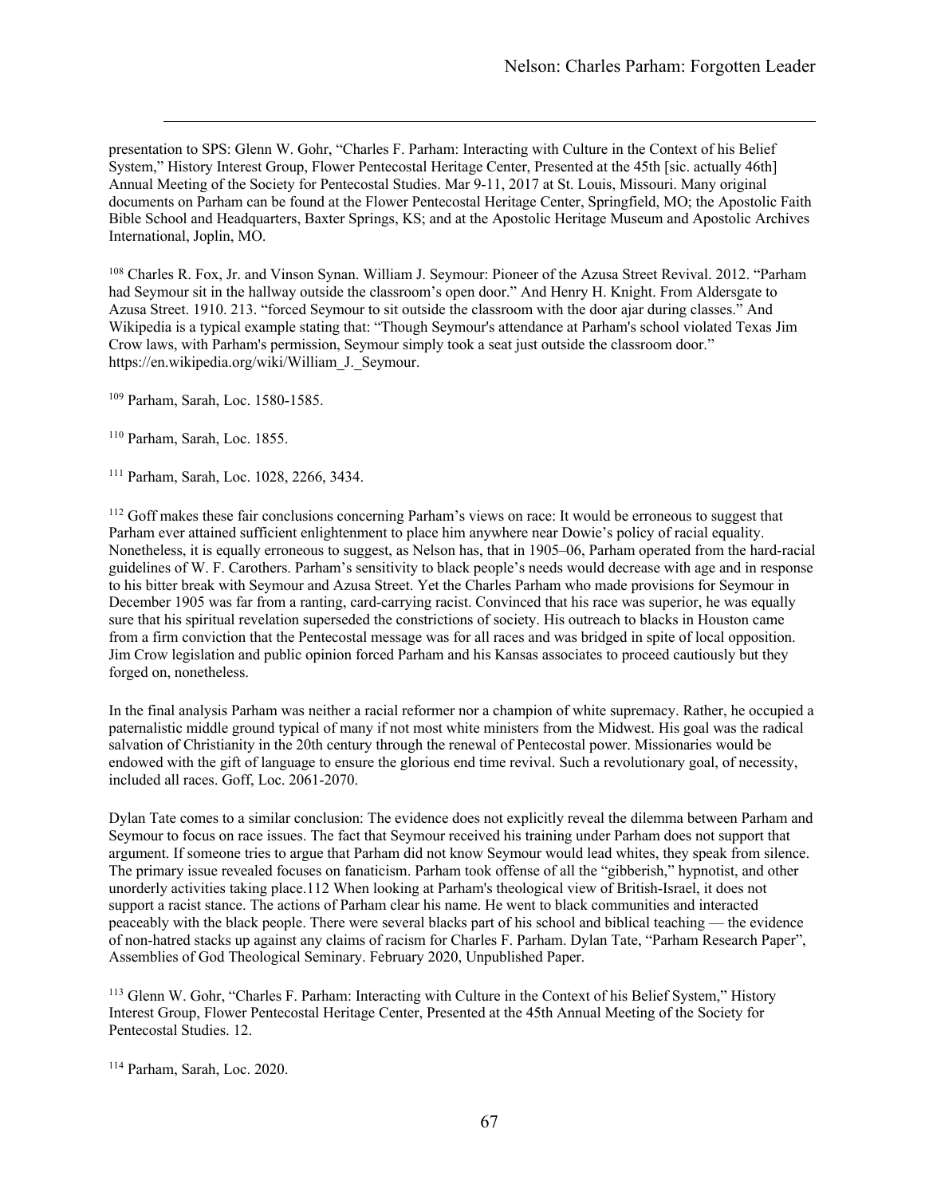presentation to SPS: Glenn W. Gohr, "Charles F. Parham: Interacting with Culture in the Context of his Belief System," History Interest Group, Flower Pentecostal Heritage Center, Presented at the 45th [sic. actually 46th] Annual Meeting of the Society for Pentecostal Studies. Mar 9-11, 2017 at St. Louis, Missouri. Many original documents on Parham can be found at the Flower Pentecostal Heritage Center, Springfield, MO; the Apostolic Faith Bible School and Headquarters, Baxter Springs, KS; and at the Apostolic Heritage Museum and Apostolic Archives International, Joplin, MO.

[108] Charles R. Fox, Jr. and Vinson Synan. William J. Seymour: Pioneer of the Azusa Street Revival. 2012. "Parham had Seymour sit in the hallway outside the classroom's open door." And Henry H. Knight. From Aldersgate to Azusa Street. 1910. 213. "forced Seymour to sit outside the classroom with the door ajar during classes." And Wikipedia is a typical example stating that: "Though Seymour's attendance at Parham's school violated Texas Jim Crow laws, with Parham's permission, Seymour simply took a seat just outside the classroom door." https://en.wikipedia.org/wiki/William_J._Seymour.

[109] Parham, Sarah, Loc. 1580-1585.

[110] Parham, Sarah, Loc. 1855.

[111] Parham, Sarah, Loc. 1028, 2266, 3434.

[112] Goff makes these fair conclusions concerning Parham's views on race: It would be erroneous to suggest that Parham ever attained sufficient enlightenment to place him anywhere near Dowie's policy of racial equality. Nonetheless, it is equally erroneous to suggest, as Nelson has, that in 1905–06, Parham operated from the hard-racial guidelines of W. F. Carothers. Parham's sensitivity to black people's needs would decrease with age and in response to his bitter break with Seymour and Azusa Street. Yet the Charles Parham who made provisions for Seymour in December 1905 was far from a ranting, card-carrying racist. Convinced that his race was superior, he was equally sure that his spiritual revelation superseded the constrictions of society. His outreach to blacks in Houston came from a firm conviction that the Pentecostal message was for all races and was bridged in spite of local opposition. Jim Crow legislation and public opinion forced Parham and his Kansas associates to proceed cautiously but they forged on, nonetheless.

In the final analysis Parham was neither a racial reformer nor a champion of white supremacy. Rather, he occupied a paternalistic middle ground typical of many if not most white ministers from the Midwest. His goal was the radical salvation of Christianity in the 20th century through the renewal of Pentecostal power. Missionaries would be endowed with the gift of language to ensure the glorious end time revival. Such a revolutionary goal, of necessity, included all races. Goff, Loc. 2061-2070.

Dylan Tate comes to a similar conclusion: The evidence does not explicitly reveal the dilemma between Parham and Seymour to focus on race issues. The fact that Seymour received his training under Parham does not support that argument. If someone tries to argue that Parham did not know Seymour would lead whites, they speak from silence. The primary issue revealed focuses on fanaticism. Parham took offense of all the "gibberish," hypnotist, and other unorderly activities taking place.112 When looking at Parham's theological view of British-Israel, it does not support a racist stance. The actions of Parham clear his name. He went to black communities and interacted peaceably with the black people. There were several blacks part of his school and biblical teaching — the evidence of non-hatred stacks up against any claims of racism for Charles F. Parham. Dylan Tate, "Parham Research Paper", Assemblies of God Theological Seminary. February 2020, Unpublished Paper.

[113] Glenn W. Gohr, "Charles F. Parham: Interacting with Culture in the Context of his Belief System," History Interest Group, Flower Pentecostal Heritage Center, Presented at the 45th Annual Meeting of the Society for Pentecostal Studies. 12.

[114] Parham, Sarah, Loc. 2020.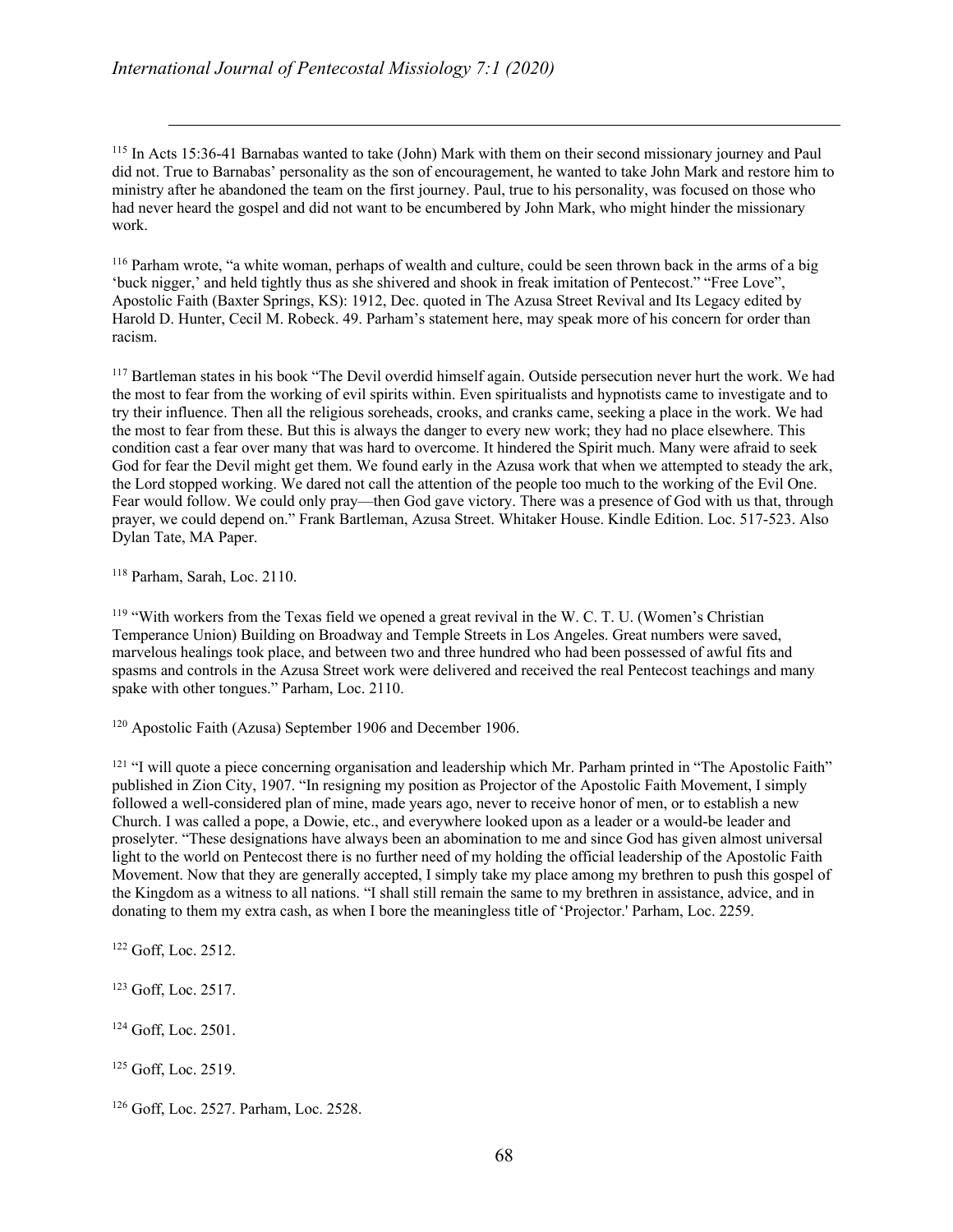[115] In Acts 15:36-41 Barnabas wanted to take (John) Mark with them on their second missionary journey and Paul did not. True to Barnabas' personality as the son of encouragement, he wanted to take John Mark and restore him to ministry after he abandoned the team on the first journey. Paul, true to his personality, was focused on those who had never heard the gospel and did not want to be encumbered by John Mark, who might hinder the missionary work.

[116] Parham wrote, "a white woman, perhaps of wealth and culture, could be seen thrown back in the arms of a big 'buck nigger,' and held tightly thus as she shivered and shook in freak imitation of Pentecost." "Free Love", Apostolic Faith (Baxter Springs, KS): 1912, Dec. quoted in The Azusa Street Revival and Its Legacy edited by Harold D. Hunter, Cecil M. Robeck. 49. Parham's statement here, may speak more of his concern for order than racism.

[117] Bartleman states in his book "The Devil overdid himself again. Outside persecution never hurt the work. We had the most to fear from the working of evil spirits within. Even spiritualists and hypnotists came to investigate and to try their influence. Then all the religious soreheads, crooks, and cranks came, seeking a place in the work. We had the most to fear from these. But this is always the danger to every new work; they had no place elsewhere. This condition cast a fear over many that was hard to overcome. It hindered the Spirit much. Many were afraid to seek God for fear the Devil might get them. We found early in the Azusa work that when we attempted to steady the ark, the Lord stopped working. We dared not call the attention of the people too much to the working of the Evil One. Fear would follow. We could only pray—then God gave victory. There was a presence of God with us that, through prayer, we could depend on." Frank Bartleman, Azusa Street. Whitaker House. Kindle Edition. Loc. 517-523. Also Dylan Tate, MA Paper.

[118] Parham, Sarah, Loc. 2110.

[119] "With workers from the Texas field we opened a great revival in the W. C. T. U. (Women's Christian Temperance Union) Building on Broadway and Temple Streets in Los Angeles. Great numbers were saved, marvelous healings took place, and between two and three hundred who had been possessed of awful fits and spasms and controls in the Azusa Street work were delivered and received the real Pentecost teachings and many spake with other tongues." Parham, Loc. 2110.

[120] Apostolic Faith (Azusa) September 1906 and December 1906.

[121] "I will quote a piece concerning organisation and leadership which Mr. Parham printed in "The Apostolic Faith" published in Zion City, 1907. "In resigning my position as Projector of the Apostolic Faith Movement, I simply followed a well-considered plan of mine, made years ago, never to receive honor of men, or to establish a new Church. I was called a pope, a Dowie, etc., and everywhere looked upon as a leader or a would-be leader and proselyter. "These designations have always been an abomination to me and since God has given almost universal light to the world on Pentecost there is no further need of my holding the official leadership of the Apostolic Faith Movement. Now that they are generally accepted, I simply take my place among my brethren to push this gospel of the Kingdom as a witness to all nations. "I shall still remain the same to my brethren in assistance, advice, and in donating to them my extra cash, as when I bore the meaningless title of 'Projector.' Parham, Loc. 2259.

[122] Goff, Loc. 2512.

[123] Goff, Loc. 2517.

[124] Goff, Loc. 2501.

[125] Goff, Loc. 2519.

[126] Goff, Loc. 2527. Parham, Loc. 2528.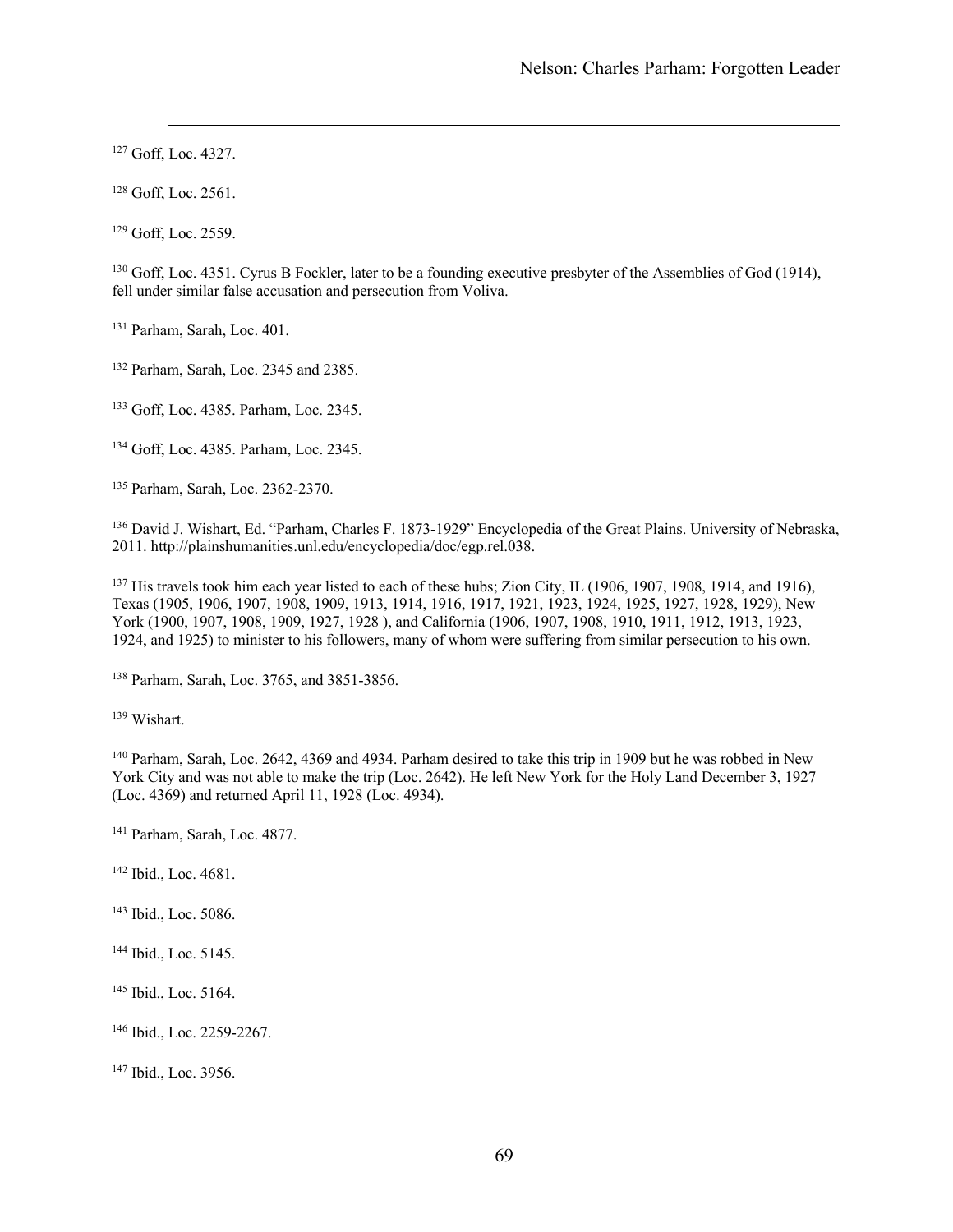[127] Goff, Loc. 4327.

[128] Goff, Loc. 2561.

[129] Goff, Loc. 2559.

[130] Goff, Loc. 4351. Cyrus B Fockler, later to be a founding executive presbyter of the Assemblies of God (1914), fell under similar false accusation and persecution from Voliva.

[131] Parham, Sarah, Loc. 401.

[132] Parham, Sarah, Loc. 2345 and 2385.

[133] Goff, Loc. 4385. Parham, Loc. 2345.

[134] Goff, Loc. 4385. Parham, Loc. 2345.

[135] Parham, Sarah, Loc. 2362-2370.

[136] David J. Wishart, Ed. "Parham, Charles F. 1873-1929" Encyclopedia of the Great Plains. University of Nebraska, 2011. http://plainshumanities.unl.edu/encyclopedia/doc/egp.rel.038.

[137] His travels took him each year listed to each of these hubs; Zion City, IL (1906, 1907, 1908, 1914, and 1916), Texas (1905, 1906, 1907, 1908, 1909, 1913, 1914, 1916, 1917, 1921, 1923, 1924, 1925, 1927, 1928, 1929), New York (1900, 1907, 1908, 1909, 1927, 1928 ), and California (1906, 1907, 1908, 1910, 1911, 1912, 1913, 1923, 1924, and 1925) to minister to his followers, many of whom were suffering from similar persecution to his own.

[138] Parham, Sarah, Loc. 3765, and 3851-3856.

[139] Wishart.

[140] Parham, Sarah, Loc. 2642, 4369 and 4934. Parham desired to take this trip in 1909 but he was robbed in New York City and was not able to make the trip (Loc. 2642). He left New York for the Holy Land December 3, 1927 (Loc. 4369) and returned April 11, 1928 (Loc. 4934).

[141] Parham, Sarah, Loc. 4877.

[142] Ibid., Loc. 4681.

[143] Ibid., Loc. 5086.

[144] Ibid., Loc. 5145.

[145] Ibid., Loc. 5164.

[146] Ibid., Loc. 2259-2267.

[147] Ibid., Loc. 3956.